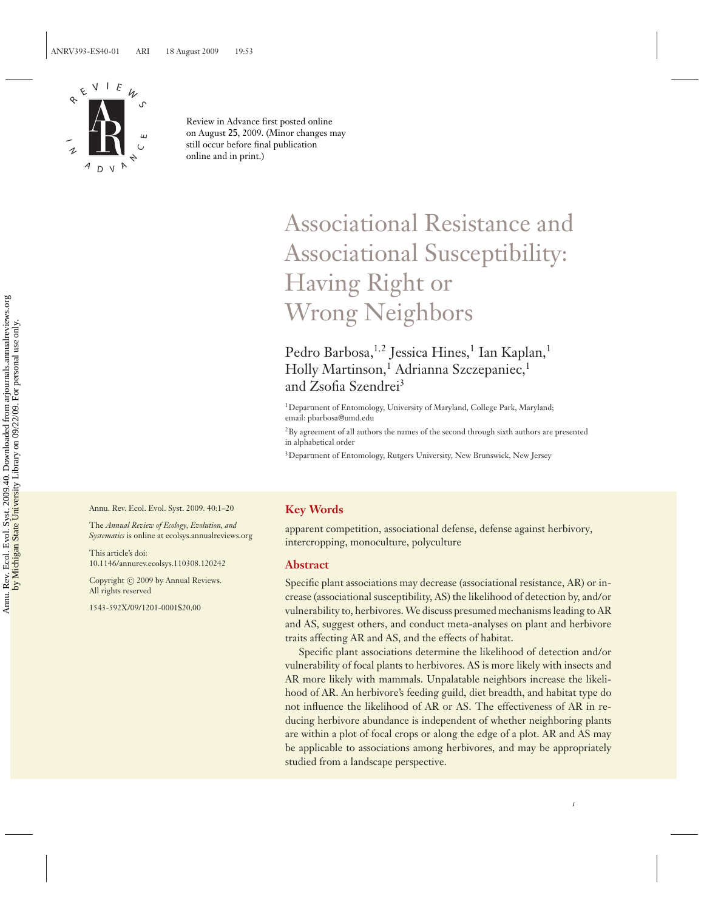Review in Advance first posted online on August 25, 2009. (Minor changes may still occur before final publication online and in print.)

# Associational Resistance and Associational Susceptibility: Having Right or Wrong Neighbors

Pedro Barbosa,[1,2] Jessica Hines,[1] Ian Kaplan,[1] Holly Martinson,[1] Adrianna Szczepaniec,[1] and Zsofia Szendrei[3]

[1]Department of Entomology, University of Maryland, College Park, Maryland; email: pbarbosa@umd.edu

[2]By agreement of all authors the names of the second through sixth authors are presented in alphabetical order

[3]Department of Entomology, Rutgers University, New Brunswick, New Jersey

Annu. Rev. Ecol. Evol. Syst. 2009. 40:1–20

The *Annual Review of Ecology, Evolution, and Systematics* is online at ecolsys.annualreviews.org

This article's doi: 10.1146/annurev.ecolsys.110308.120242

Copyright © 2009 by Annual Reviews. All rights reserved

1543-592X/09/1201-0001$20.00

## Key Words

apparent competition, associational defense, defense against herbivory, intercropping, monoculture, polyculture

## Abstract

Specific plant associations may decrease (associational resistance, AR) or increase (associational susceptibility, AS) the likelihood of detection by, and/or vulnerability to, herbivores. We discuss presumed mechanisms leading to AR and AS, suggest others, and conduct meta-analyses on plant and herbivore traits affecting AR and AS, and the effects of habitat.

Specific plant associations determine the likelihood of detection and/or vulnerability of focal plants to herbivores. AS is more likely with insects and AR more likely with mammals. Unpalatable neighbors increase the likelihood of AR. An herbivore's feeding guild, diet breadth, and habitat type do not influence the likelihood of AR or AS. The effectiveness of AR in reducing herbivore abundance is independent of whether neighboring plants are within a plot of focal crops or along the edge of a plot. AR and AS may be applicable to associations among herbivores, and may be appropriately studied from a landscape perspective.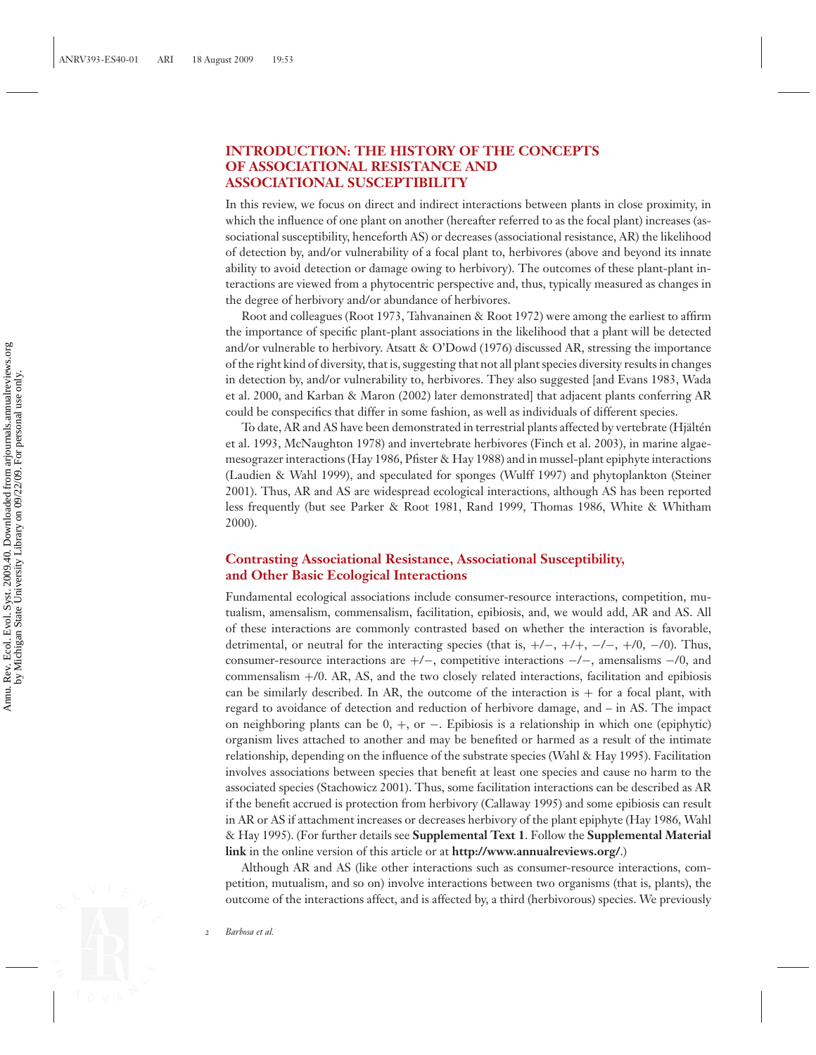## INTRODUCTION: THE HISTORY OF THE CONCEPTS OF ASSOCIATIONAL RESISTANCE AND ASSOCIATIONAL SUSCEPTIBILITY

In this review, we focus on direct and indirect interactions between plants in close proximity, in which the influence of one plant on another (hereafter referred to as the focal plant) increases (associational susceptibility, henceforth AS) or decreases (associational resistance, AR) the likelihood of detection by, and/or vulnerability of a focal plant to, herbivores (above and beyond its innate ability to avoid detection or damage owing to herbivory). The outcomes of these plant-plant interactions are viewed from a phytocentric perspective and, thus, typically measured as changes in the degree of herbivory and/or abundance of herbivores.

Root and colleagues (Root 1973, Tahvanainen & Root 1972) were among the earliest to affirm the importance of specific plant-plant associations in the likelihood that a plant will be detected and/or vulnerable to herbivory. Atsatt & O'Dowd (1976) discussed AR, stressing the importance of the right kind of diversity, that is, suggesting that not all plant species diversity results in changes in detection by, and/or vulnerability to, herbivores. They also suggested [and Evans 1983, Wada et al. 2000, and Karban & Maron (2002) later demonstrated] that adjacent plants conferring AR could be conspecifics that differ in some fashion, as well as individuals of different species.

To date, AR and AS have been demonstrated in terrestrial plants affected by vertebrate (Hjältén et al. 1993, McNaughton 1978) and invertebrate herbivores (Finch et al. 2003), in marine algae-mesograzer interactions (Hay 1986, Pfister & Hay 1988) and in mussel-plant epiphyte interactions (Laudien & Wahl 1999), and speculated for sponges (Wulff 1997) and phytoplankton (Steiner 2001). Thus, AR and AS are widespread ecological interactions, although AS has been reported less frequently (but see Parker & Root 1981, Rand 1999, Thomas 1986, White & Whitham 2000).

### Contrasting Associational Resistance, Associational Susceptibility, and Other Basic Ecological Interactions

Fundamental ecological associations include consumer-resource interactions, competition, mutualism, amensalism, commensalism, facilitation, epibiosis, and, we would add, AR and AS. All of these interactions are commonly contrasted based on whether the interaction is favorable, detrimental, or neutral for the interacting species (that is, +/−, +/+, −/−, +/0, −/0). Thus, consumer-resource interactions are +/−, competitive interactions −/−, amensalisms −/0, and commensalism +/0. AR, AS, and the two closely related interactions, facilitation and epibiosis can be similarly described. In AR, the outcome of the interaction is + for a focal plant, with regard to avoidance of detection and reduction of herbivore damage, and – in AS. The impact on neighboring plants can be 0, +, or −. Epibiosis is a relationship in which one (epiphytic) organism lives attached to another and may be benefited or harmed as a result of the intimate relationship, depending on the influence of the substrate species (Wahl & Hay 1995). Facilitation involves associations between species that benefit at least one species and cause no harm to the associated species (Stachowicz 2001). Thus, some facilitation interactions can be described as AR if the benefit accrued is protection from herbivory (Callaway 1995) and some epibiosis can result in AR or AS if attachment increases or decreases herbivory of the plant epiphyte (Hay 1986, Wahl & Hay 1995). (For further details see **Supplemental Text 1**. Follow the **Supplemental Material link** in the online version of this article or at **http://www.annualreviews.org/**.)

Although AR and AS (like other interactions such as consumer-resource interactions, competition, mutualism, and so on) involve interactions between two organisms (that is, plants), the outcome of the interactions affect, and is affected by, a third (herbivorous) species. We previously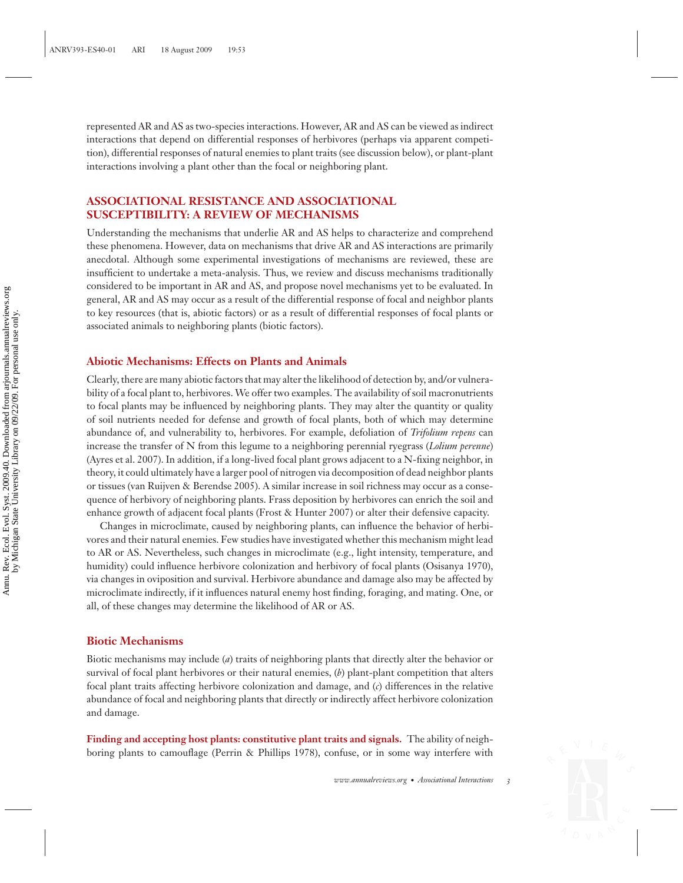represented AR and AS as two-species interactions. However, AR and AS can be viewed as indirect interactions that depend on differential responses of herbivores (perhaps via apparent competition), differential responses of natural enemies to plant traits (see discussion below), or plant-plant interactions involving a plant other than the focal or neighboring plant.

## ASSOCIATIONAL RESISTANCE AND ASSOCIATIONAL SUSCEPTIBILITY: A REVIEW OF MECHANISMS

Understanding the mechanisms that underlie AR and AS helps to characterize and comprehend these phenomena. However, data on mechanisms that drive AR and AS interactions are primarily anecdotal. Although some experimental investigations of mechanisms are reviewed, these are insufficient to undertake a meta-analysis. Thus, we review and discuss mechanisms traditionally considered to be important in AR and AS, and propose novel mechanisms yet to be evaluated. In general, AR and AS may occur as a result of the differential response of focal and neighbor plants to key resources (that is, abiotic factors) or as a result of differential responses of focal plants or associated animals to neighboring plants (biotic factors).

### Abiotic Mechanisms: Effects on Plants and Animals

Clearly, there are many abiotic factors that may alter the likelihood of detection by, and/or vulnerability of a focal plant to, herbivores. We offer two examples. The availability of soil macronutrients to focal plants may be influenced by neighboring plants. They may alter the quantity or quality of soil nutrients needed for defense and growth of focal plants, both of which may determine abundance of, and vulnerability to, herbivores. For example, defoliation of *Trifolium repens* can increase the transfer of N from this legume to a neighboring perennial ryegrass (*Lolium perenne*) (Ayres et al. 2007). In addition, if a long-lived focal plant grows adjacent to a N-fixing neighbor, in theory, it could ultimately have a larger pool of nitrogen via decomposition of dead neighbor plants or tissues (van Ruijven & Berendse 2005). A similar increase in soil richness may occur as a consequence of herbivory of neighboring plants. Frass deposition by herbivores can enrich the soil and enhance growth of adjacent focal plants (Frost & Hunter 2007) or alter their defensive capacity.

Changes in microclimate, caused by neighboring plants, can influence the behavior of herbivores and their natural enemies. Few studies have investigated whether this mechanism might lead to AR or AS. Nevertheless, such changes in microclimate (e.g., light intensity, temperature, and humidity) could influence herbivore colonization and herbivory of focal plants (Osisanya 1970), via changes in oviposition and survival. Herbivore abundance and damage also may be affected by microclimate indirectly, if it influences natural enemy host finding, foraging, and mating. One, or all, of these changes may determine the likelihood of AR or AS.

### Biotic Mechanisms

Biotic mechanisms may include (*a*) traits of neighboring plants that directly alter the behavior or survival of focal plant herbivores or their natural enemies, (*b*) plant-plant competition that alters focal plant traits affecting herbivore colonization and damage, and (*c*) differences in the relative abundance of focal and neighboring plants that directly or indirectly affect herbivore colonization and damage.

**Finding and accepting host plants: constitutive plant traits and signals.** The ability of neighboring plants to camouflage (Perrin & Phillips 1978), confuse, or in some way interfere with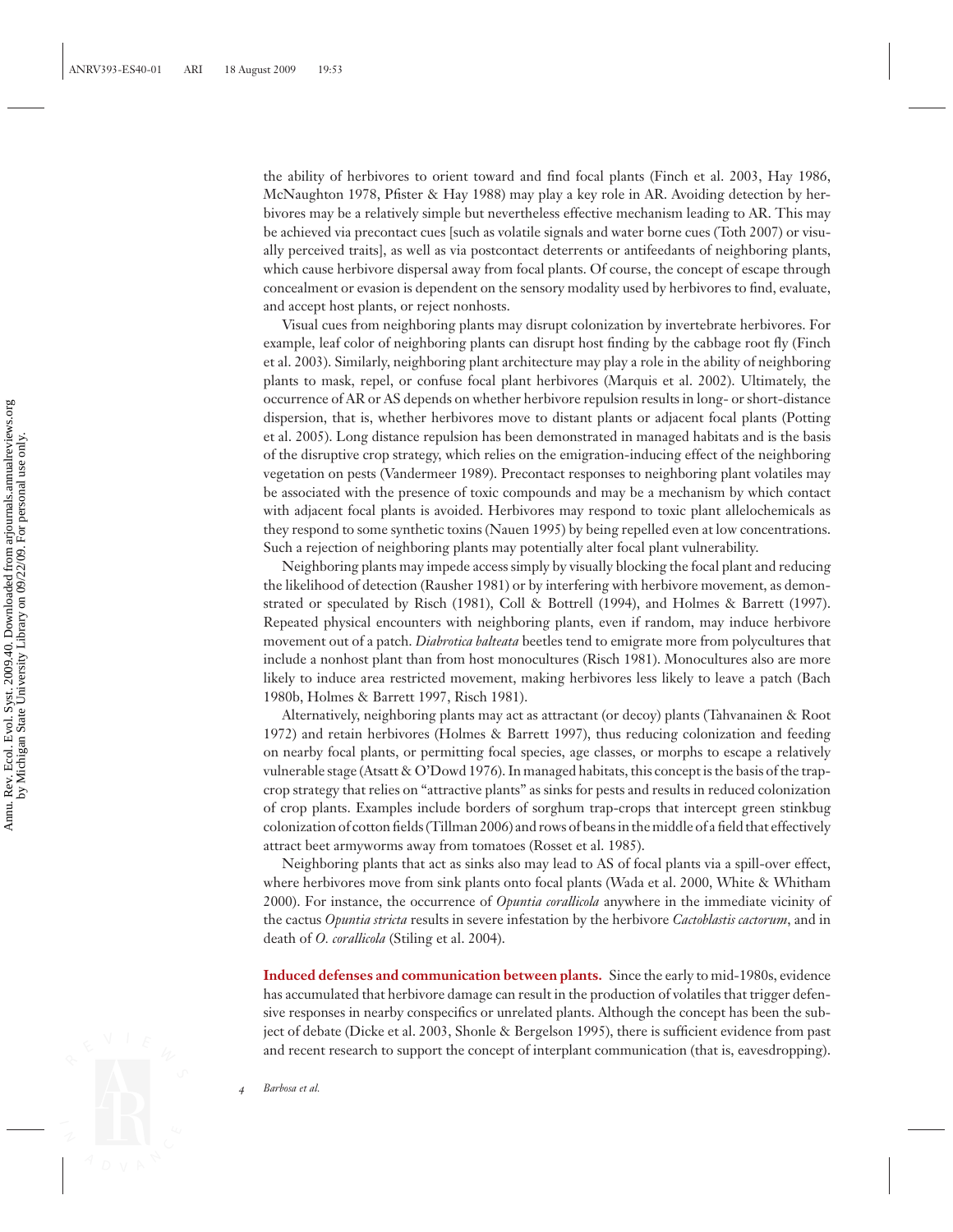the ability of herbivores to orient toward and find focal plants (Finch et al. 2003, Hay 1986, McNaughton 1978, Pfister & Hay 1988) may play a key role in AR. Avoiding detection by herbivores may be a relatively simple but nevertheless effective mechanism leading to AR. This may be achieved via precontact cues [such as volatile signals and water borne cues (Toth 2007) or visually perceived traits], as well as via postcontact deterrents or antifeedants of neighboring plants, which cause herbivore dispersal away from focal plants. Of course, the concept of escape through concealment or evasion is dependent on the sensory modality used by herbivores to find, evaluate, and accept host plants, or reject nonhosts.

Visual cues from neighboring plants may disrupt colonization by invertebrate herbivores. For example, leaf color of neighboring plants can disrupt host finding by the cabbage root fly (Finch et al. 2003). Similarly, neighboring plant architecture may play a role in the ability of neighboring plants to mask, repel, or confuse focal plant herbivores (Marquis et al. 2002). Ultimately, the occurrence of AR or AS depends on whether herbivore repulsion results in long- or short-distance dispersion, that is, whether herbivores move to distant plants or adjacent focal plants (Potting et al. 2005). Long distance repulsion has been demonstrated in managed habitats and is the basis of the disruptive crop strategy, which relies on the emigration-inducing effect of the neighboring vegetation on pests (Vandermeer 1989). Precontact responses to neighboring plant volatiles may be associated with the presence of toxic compounds and may be a mechanism by which contact with adjacent focal plants is avoided. Herbivores may respond to toxic plant allelochemicals as they respond to some synthetic toxins (Nauen 1995) by being repelled even at low concentrations. Such a rejection of neighboring plants may potentially alter focal plant vulnerability.

Neighboring plants may impede access simply by visually blocking the focal plant and reducing the likelihood of detection (Rausher 1981) or by interfering with herbivore movement, as demonstrated or speculated by Risch (1981), Coll & Bottrell (1994), and Holmes & Barrett (1997). Repeated physical encounters with neighboring plants, even if random, may induce herbivore movement out of a patch. *Diabrotica balteata* beetles tend to emigrate more from polycultures that include a nonhost plant than from host monocultures (Risch 1981). Monocultures also are more likely to induce area restricted movement, making herbivores less likely to leave a patch (Bach 1980b, Holmes & Barrett 1997, Risch 1981).

Alternatively, neighboring plants may act as attractant (or decoy) plants (Tahvanainen & Root 1972) and retain herbivores (Holmes & Barrett 1997), thus reducing colonization and feeding on nearby focal plants, or permitting focal species, age classes, or morphs to escape a relatively vulnerable stage (Atsatt & O'Dowd 1976). In managed habitats, this concept is the basis of the trap-crop strategy that relies on "attractive plants" as sinks for pests and results in reduced colonization of crop plants. Examples include borders of sorghum trap-crops that intercept green stinkbug colonization of cotton fields (Tillman 2006) and rows of beans in the middle of a field that effectively attract beet armyworms away from tomatoes (Rosset et al. 1985).

Neighboring plants that act as sinks also may lead to AS of focal plants via a spill-over effect, where herbivores move from sink plants onto focal plants (Wada et al. 2000, White & Whitham 2000). For instance, the occurrence of *Opuntia corallicola* anywhere in the immediate vicinity of the cactus *Opuntia stricta* results in severe infestation by the herbivore *Cactoblastis cactorum*, and in death of *O. corallicola* (Stiling et al. 2004).

**Induced defenses and communication between plants.** Since the early to mid-1980s, evidence has accumulated that herbivore damage can result in the production of volatiles that trigger defensive responses in nearby conspecifics or unrelated plants. Although the concept has been the subject of debate (Dicke et al. 2003, Shonle & Bergelson 1995), there is sufficient evidence from past and recent research to support the concept of interplant communication (that is, eavesdropping).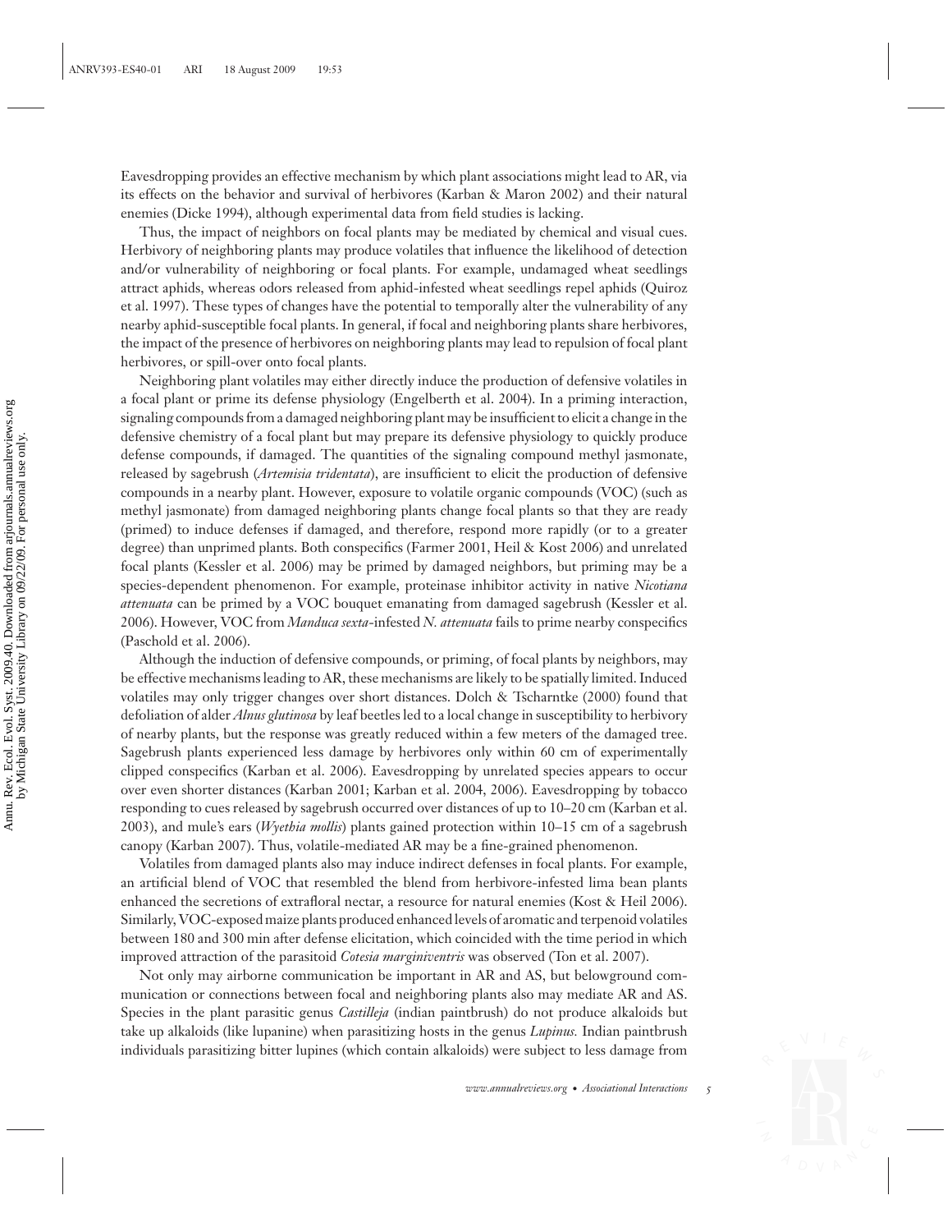Eavesdropping provides an effective mechanism by which plant associations might lead to AR, via its effects on the behavior and survival of herbivores (Karban & Maron 2002) and their natural enemies (Dicke 1994), although experimental data from field studies is lacking.

Thus, the impact of neighbors on focal plants may be mediated by chemical and visual cues. Herbivory of neighboring plants may produce volatiles that influence the likelihood of detection and/or vulnerability of neighboring or focal plants. For example, undamaged wheat seedlings attract aphids, whereas odors released from aphid-infested wheat seedlings repel aphids (Quiroz et al. 1997). These types of changes have the potential to temporally alter the vulnerability of any nearby aphid-susceptible focal plants. In general, if focal and neighboring plants share herbivores, the impact of the presence of herbivores on neighboring plants may lead to repulsion of focal plant herbivores, or spill-over onto focal plants.

Neighboring plant volatiles may either directly induce the production of defensive volatiles in a focal plant or prime its defense physiology (Engelberth et al. 2004). In a priming interaction, signaling compounds from a damaged neighboring plant may be insufficient to elicit a change in the defensive chemistry of a focal plant but may prepare its defensive physiology to quickly produce defense compounds, if damaged. The quantities of the signaling compound methyl jasmonate, released by sagebrush (*Artemisia tridentata*), are insufficient to elicit the production of defensive compounds in a nearby plant. However, exposure to volatile organic compounds (VOC) (such as methyl jasmonate) from damaged neighboring plants change focal plants so that they are ready (primed) to induce defenses if damaged, and therefore, respond more rapidly (or to a greater degree) than unprimed plants. Both conspecifics (Farmer 2001, Heil & Kost 2006) and unrelated focal plants (Kessler et al. 2006) may be primed by damaged neighbors, but priming may be a species-dependent phenomenon. For example, proteinase inhibitor activity in native *Nicotiana attenuata* can be primed by a VOC bouquet emanating from damaged sagebrush (Kessler et al. 2006). However, VOC from *Manduca sexta*-infested *N. attenuata* fails to prime nearby conspecifics (Paschold et al. 2006).

Although the induction of defensive compounds, or priming, of focal plants by neighbors, may be effective mechanisms leading to AR, these mechanisms are likely to be spatially limited. Induced volatiles may only trigger changes over short distances. Dolch & Tscharntke (2000) found that defoliation of alder *Alnus glutinosa* by leaf beetles led to a local change in susceptibility to herbivory of nearby plants, but the response was greatly reduced within a few meters of the damaged tree. Sagebrush plants experienced less damage by herbivores only within 60 cm of experimentally clipped conspecifics (Karban et al. 2006). Eavesdropping by unrelated species appears to occur over even shorter distances (Karban 2001; Karban et al. 2004, 2006). Eavesdropping by tobacco responding to cues released by sagebrush occurred over distances of up to 10–20 cm (Karban et al. 2003), and mule's ears (*Wyethia mollis*) plants gained protection within 10–15 cm of a sagebrush canopy (Karban 2007). Thus, volatile-mediated AR may be a fine-grained phenomenon.

Volatiles from damaged plants also may induce indirect defenses in focal plants. For example, an artificial blend of VOC that resembled the blend from herbivore-infested lima bean plants enhanced the secretions of extrafloral nectar, a resource for natural enemies (Kost & Heil 2006). Similarly, VOC-exposed maize plants produced enhanced levels of aromatic and terpenoid volatiles between 180 and 300 min after defense elicitation, which coincided with the time period in which improved attraction of the parasitoid *Cotesia marginiventris* was observed (Ton et al. 2007).

Not only may airborne communication be important in AR and AS, but belowground communication or connections between focal and neighboring plants also may mediate AR and AS. Species in the plant parasitic genus *Castilleja* (indian paintbrush) do not produce alkaloids but take up alkaloids (like lupanine) when parasitizing hosts in the genus *Lupinus.* Indian paintbrush individuals parasitizing bitter lupines (which contain alkaloids) were subject to less damage from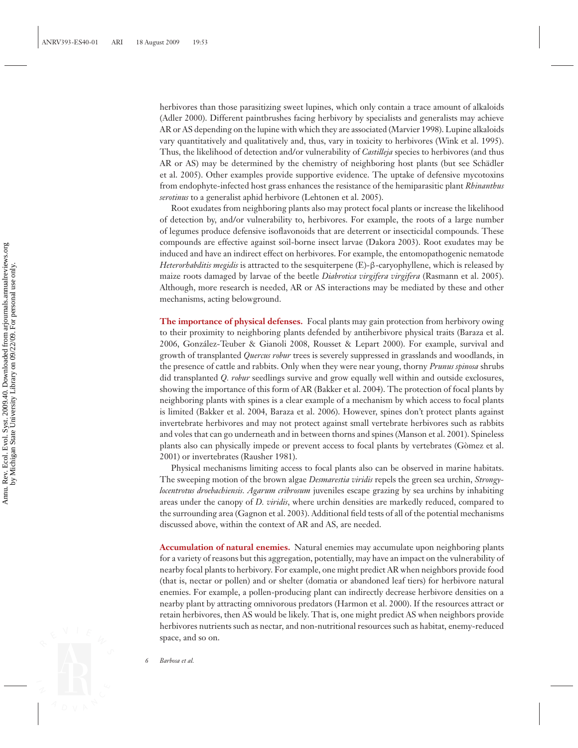herbivores than those parasitizing sweet lupines, which only contain a trace amount of alkaloids (Adler 2000). Different paintbrushes facing herbivory by specialists and generalists may achieve AR or AS depending on the lupine with which they are associated (Marvier 1998). Lupine alkaloids vary quantitatively and qualitatively and, thus, vary in toxicity to herbivores (Wink et al. 1995). Thus, the likelihood of detection and/or vulnerability of *Castilleja* species to herbivores (and thus AR or AS) may be determined by the chemistry of neighboring host plants (but see Schädler et al. 2005). Other examples provide supportive evidence. The uptake of defensive mycotoxins from endophyte-infected host grass enhances the resistance of the hemiparasitic plant *Rhinanthus serotinus* to a generalist aphid herbivore (Lehtonen et al. 2005).

Root exudates from neighboring plants also may protect focal plants or increase the likelihood of detection by, and/or vulnerability to, herbivores. For example, the roots of a large number of legumes produce defensive isoflavonoids that are deterrent or insecticidal compounds. These compounds are effective against soil-borne insect larvae (Dakora 2003). Root exudates may be induced and have an indirect effect on herbivores. For example, the entomopathogenic nematode *Heterorhabditis megidis* is attracted to the sesquiterpene (E)-β-caryophyllene, which is released by maize roots damaged by larvae of the beetle *Diabrotica virgifera virgifera* (Rasmann et al. 2005). Although, more research is needed, AR or AS interactions may be mediated by these and other mechanisms, acting belowground.

**The importance of physical defenses.** Focal plants may gain protection from herbivory owing to their proximity to neighboring plants defended by antiherbivore physical traits (Baraza et al. 2006, González-Teuber & Gianoli 2008, Rousset & Lepart 2000). For example, survival and growth of transplanted *Quercus robur* trees is severely suppressed in grasslands and woodlands, in the presence of cattle and rabbits. Only when they were near young, thorny *Prunus spinosa* shrubs did transplanted *Q. robur* seedlings survive and grow equally well within and outside exclosures, showing the importance of this form of AR (Bakker et al. 2004). The protection of focal plants by neighboring plants with spines is a clear example of a mechanism by which access to focal plants is limited (Bakker et al. 2004, Baraza et al. 2006). However, spines don't protect plants against invertebrate herbivores and may not protect against small vertebrate herbivores such as rabbits and voles that can go underneath and in between thorns and spines (Manson et al. 2001). Spineless plants also can physically impede or prevent access to focal plants by vertebrates (Gòmez et al. 2001) or invertebrates (Rausher 1981).

Physical mechanisms limiting access to focal plants also can be observed in marine habitats. The sweeping motion of the brown algae *Desmarestia viridis* repels the green sea urchin, *Strongylocentrotus droebachiensis*. *Agarum cribrosum* juveniles escape grazing by sea urchins by inhabiting areas under the canopy of *D. viridis*, where urchin densities are markedly reduced, compared to the surrounding area (Gagnon et al. 2003). Additional field tests of all of the potential mechanisms discussed above, within the context of AR and AS, are needed.

**Accumulation of natural enemies.** Natural enemies may accumulate upon neighboring plants for a variety of reasons but this aggregation, potentially, may have an impact on the vulnerability of nearby focal plants to herbivory. For example, one might predict AR when neighbors provide food (that is, nectar or pollen) and or shelter (domatia or abandoned leaf tiers) for herbivore natural enemies. For example, a pollen-producing plant can indirectly decrease herbivore densities on a nearby plant by attracting omnivorous predators (Harmon et al. 2000). If the resources attract or retain herbivores, then AS would be likely. That is, one might predict AS when neighbors provide herbivores nutrients such as nectar, and non-nutritional resources such as habitat, enemy-reduced space, and so on.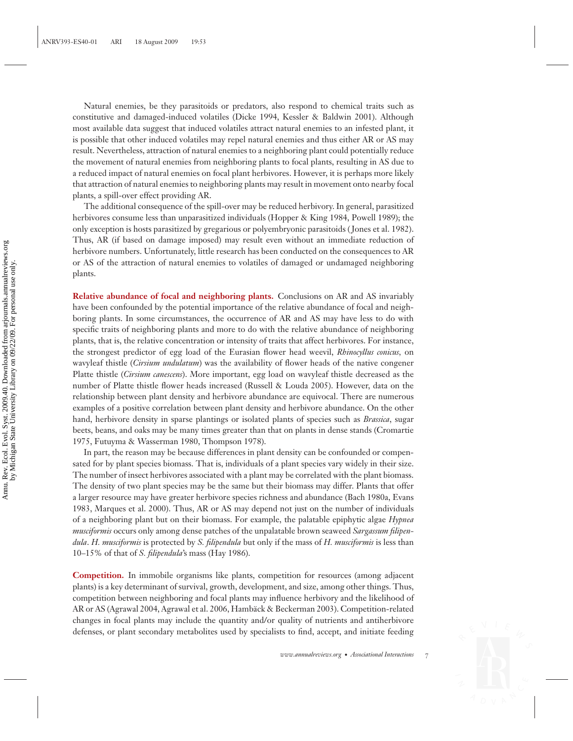Natural enemies, be they parasitoids or predators, also respond to chemical traits such as constitutive and damaged-induced volatiles (Dicke 1994, Kessler & Baldwin 2001). Although most available data suggest that induced volatiles attract natural enemies to an infested plant, it is possible that other induced volatiles may repel natural enemies and thus either AR or AS may result. Nevertheless, attraction of natural enemies to a neighboring plant could potentially reduce the movement of natural enemies from neighboring plants to focal plants, resulting in AS due to a reduced impact of natural enemies on focal plant herbivores. However, it is perhaps more likely that attraction of natural enemies to neighboring plants may result in movement onto nearby focal plants, a spill-over effect providing AR.

The additional consequence of the spill-over may be reduced herbivory. In general, parasitized herbivores consume less than unparasitized individuals (Hopper & King 1984, Powell 1989); the only exception is hosts parasitized by gregarious or polyembryonic parasitoids (Jones et al. 1982). Thus, AR (if based on damage imposed) may result even without an immediate reduction of herbivore numbers. Unfortunately, little research has been conducted on the consequences to AR or AS of the attraction of natural enemies to volatiles of damaged or undamaged neighboring plants.

**Relative abundance of focal and neighboring plants.** Conclusions on AR and AS invariably have been confounded by the potential importance of the relative abundance of focal and neighboring plants. In some circumstances, the occurrence of AR and AS may have less to do with specific traits of neighboring plants and more to do with the relative abundance of neighboring plants, that is, the relative concentration or intensity of traits that affect herbivores. For instance, the strongest predictor of egg load of the Eurasian flower head weevil, *Rhinocyllus conicus*, on wavyleaf thistle (*Cirsium undulatum*) was the availability of flower heads of the native congener Platte thistle (*Cirsium canescens*). More important, egg load on wavyleaf thistle decreased as the number of Platte thistle flower heads increased (Russell & Louda 2005). However, data on the relationship between plant density and herbivore abundance are equivocal. There are numerous examples of a positive correlation between plant density and herbivore abundance. On the other hand, herbivore density in sparse plantings or isolated plants of species such as *Brassica*, sugar beets, beans, and oaks may be many times greater than that on plants in dense stands (Cromartie 1975, Futuyma & Wasserman 1980, Thompson 1978).

In part, the reason may be because differences in plant density can be confounded or compensated for by plant species biomass. That is, individuals of a plant species vary widely in their size. The number of insect herbivores associated with a plant may be correlated with the plant biomass. The density of two plant species may be the same but their biomass may differ. Plants that offer a larger resource may have greater herbivore species richness and abundance (Bach 1980a, Evans 1983, Marques et al. 2000). Thus, AR or AS may depend not just on the number of individuals of a neighboring plant but on their biomass. For example, the palatable epiphytic algae *Hypnea musciformis* occurs only among dense patches of the unpalatable brown seaweed *Sargassum filipendula*. *H. musciformis* is protected by *S. filipendula* but only if the mass of *H. musciformis* is less than 10–15% of that of *S. filipendula*'s mass (Hay 1986).

**Competition.** In immobile organisms like plants, competition for resources (among adjacent plants) is a key determinant of survival, growth, development, and size, among other things. Thus, competition between neighboring and focal plants may influence herbivory and the likelihood of AR or AS (Agrawal 2004, Agrawal et al. 2006, Hambäck & Beckerman 2003). Competition-related changes in focal plants may include the quantity and/or quality of nutrients and antiherbivore defenses, or plant secondary metabolites used by specialists to find, accept, and initiate feeding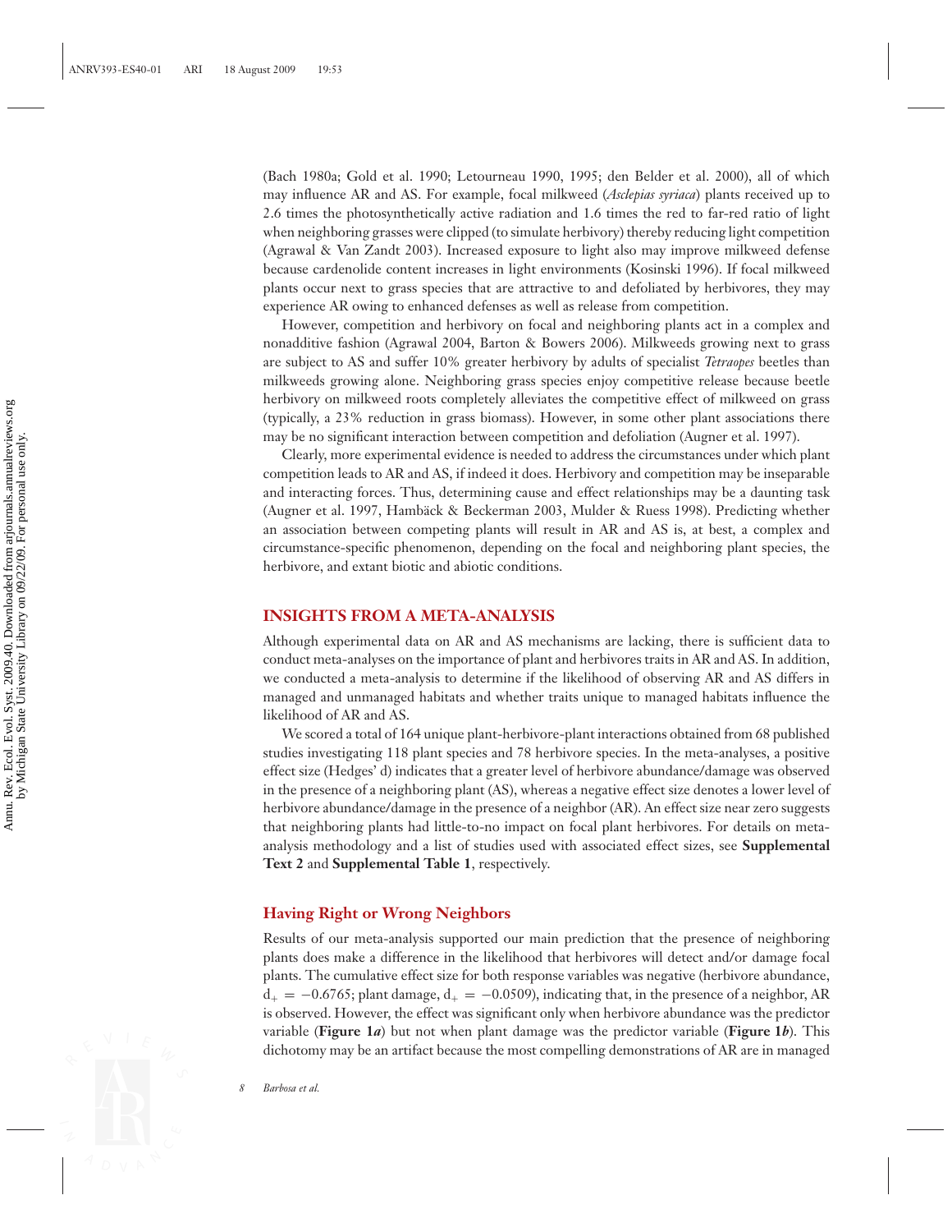(Bach 1980a; Gold et al. 1990; Letourneau 1990, 1995; den Belder et al. 2000), all of which may influence AR and AS. For example, focal milkweed (*Asclepias syriaca*) plants received up to 2.6 times the photosynthetically active radiation and 1.6 times the red to far-red ratio of light when neighboring grasses were clipped (to simulate herbivory) thereby reducing light competition (Agrawal & Van Zandt 2003). Increased exposure to light also may improve milkweed defense because cardenolide content increases in light environments (Kosinski 1996). If focal milkweed plants occur next to grass species that are attractive to and defoliated by herbivores, they may experience AR owing to enhanced defenses as well as release from competition.

However, competition and herbivory on focal and neighboring plants act in a complex and nonadditive fashion (Agrawal 2004, Barton & Bowers 2006). Milkweeds growing next to grass are subject to AS and suffer 10% greater herbivory by adults of specialist *Tetraopes* beetles than milkweeds growing alone. Neighboring grass species enjoy competitive release because beetle herbivory on milkweed roots completely alleviates the competitive effect of milkweed on grass (typically, a 23% reduction in grass biomass). However, in some other plant associations there may be no significant interaction between competition and defoliation (Augner et al. 1997).

Clearly, more experimental evidence is needed to address the circumstances under which plant competition leads to AR and AS, if indeed it does. Herbivory and competition may be inseparable and interacting forces. Thus, determining cause and effect relationships may be a daunting task (Augner et al. 1997, Hambäck & Beckerman 2003, Mulder & Ruess 1998). Predicting whether an association between competing plants will result in AR and AS is, at best, a complex and circumstance-specific phenomenon, depending on the focal and neighboring plant species, the herbivore, and extant biotic and abiotic conditions.

## INSIGHTS FROM A META-ANALYSIS

Although experimental data on AR and AS mechanisms are lacking, there is sufficient data to conduct meta-analyses on the importance of plant and herbivores traits in AR and AS. In addition, we conducted a meta-analysis to determine if the likelihood of observing AR and AS differs in managed and unmanaged habitats and whether traits unique to managed habitats influence the likelihood of AR and AS.

We scored a total of 164 unique plant-herbivore-plant interactions obtained from 68 published studies investigating 118 plant species and 78 herbivore species. In the meta-analyses, a positive effect size (Hedges' d) indicates that a greater level of herbivore abundance/damage was observed in the presence of a neighboring plant (AS), whereas a negative effect size denotes a lower level of herbivore abundance/damage in the presence of a neighbor (AR). An effect size near zero suggests that neighboring plants had little-to-no impact on focal plant herbivores. For details on meta-analysis methodology and a list of studies used with associated effect sizes, see **Supplemental Text 2** and **Supplemental Table 1**, respectively.

### Having Right or Wrong Neighbors

Results of our meta-analysis supported our main prediction that the presence of neighboring plants does make a difference in the likelihood that herbivores will detect and/or damage focal plants. The cumulative effect size for both response variables was negative (herbivore abundance, $d_+ = -0.6765$; plant damage, $d_+ = -0.0509$), indicating that, in the presence of a neighbor, AR is observed. However, the effect was significant only when herbivore abundance was the predictor variable (**Figure 1*a***) but not when plant damage was the predictor variable (**Figure 1*b***). This dichotomy may be an artifact because the most compelling demonstrations of AR are in managed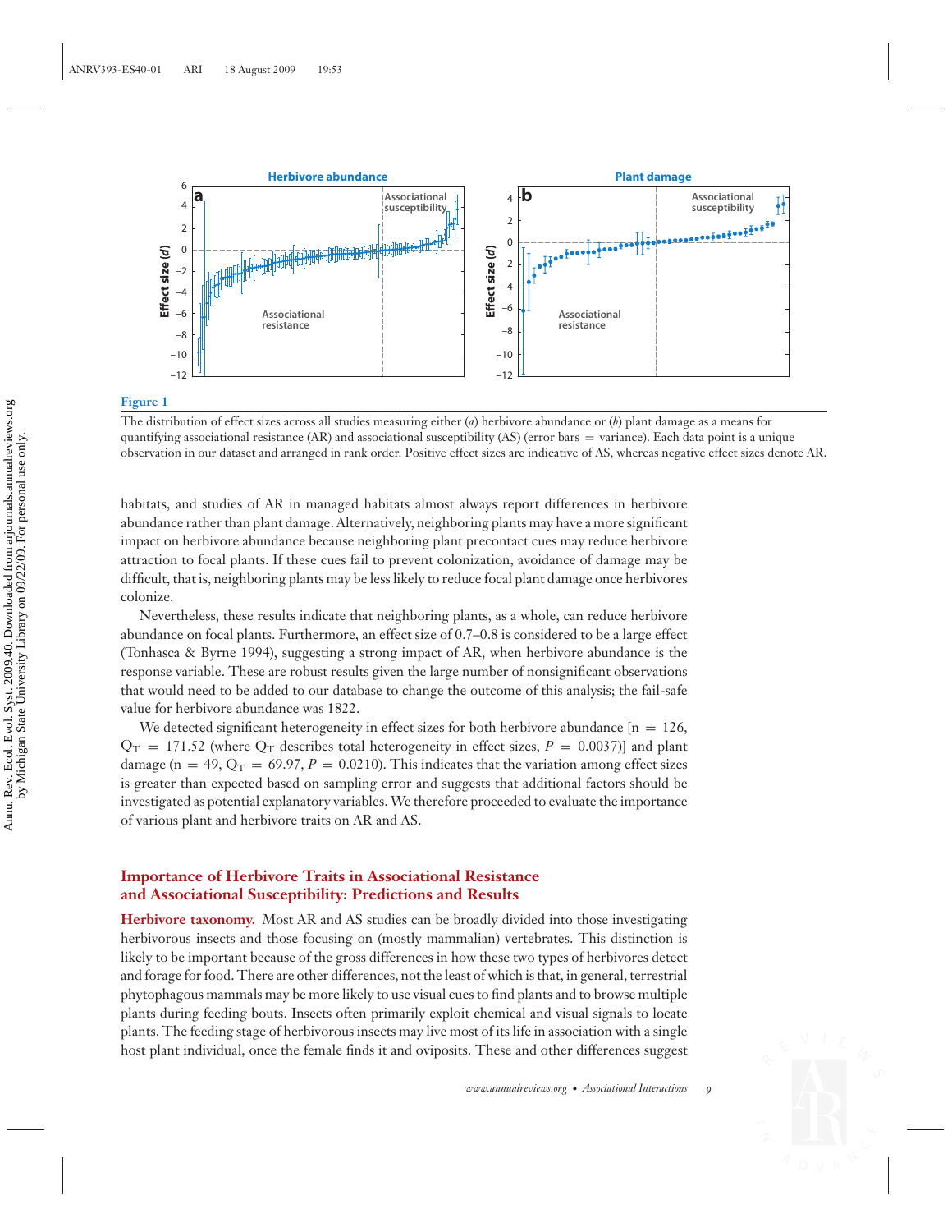**Figure 1**

The distribution of effect sizes across all studies measuring either (*a*) herbivore abundance or (*b*) plant damage as a means for quantifying associational resistance (AR) and associational susceptibility (AS) (error bars = variance). Each data point is a unique observation in our dataset and arranged in rank order. Positive effect sizes are indicative of AS, whereas negative effect sizes denote AR.

habitats, and studies of AR in managed habitats almost always report differences in herbivore abundance rather than plant damage. Alternatively, neighboring plants may have a more significant impact on herbivore abundance because neighboring plant precontact cues may reduce herbivore attraction to focal plants. If these cues fail to prevent colonization, avoidance of damage may be difficult, that is, neighboring plants may be less likely to reduce focal plant damage once herbivores colonize.

Nevertheless, these results indicate that neighboring plants, as a whole, can reduce herbivore abundance on focal plants. Furthermore, an effect size of 0.7–0.8 is considered to be a large effect (Tonhasca & Byrne 1994), suggesting a strong impact of AR, when herbivore abundance is the response variable. These are robust results given the large number of nonsignificant observations that would need to be added to our database to change the outcome of this analysis; the fail-safe value for herbivore abundance was 1822.

We detected significant heterogeneity in effect sizes for both herbivore abundance [n = 126, $Q_T = 171.52$ (where $Q_T$ describes total heterogeneity in effect sizes, $P = 0.0037$)] and plant damage (n = 49, $Q_T = 69.97$, $P = 0.0210$). This indicates that the variation among effect sizes is greater than expected based on sampling error and suggests that additional factors should be investigated as potential explanatory variables. We therefore proceeded to evaluate the importance of various plant and herbivore traits on AR and AS.

## Importance of Herbivore Traits in Associational Resistance and Associational Susceptibility: Predictions and Results

**Herbivore taxonomy.** Most AR and AS studies can be broadly divided into those investigating herbivorous insects and those focusing on (mostly mammalian) vertebrates. This distinction is likely to be important because of the gross differences in how these two types of herbivores detect and forage for food. There are other differences, not the least of which is that, in general, terrestrial phytophagous mammals may be more likely to use visual cues to find plants and to browse multiple plants during feeding bouts. Insects often primarily exploit chemical and visual signals to locate plants. The feeding stage of herbivorous insects may live most of its life in association with a single host plant individual, once the female finds it and oviposits. These and other differences suggest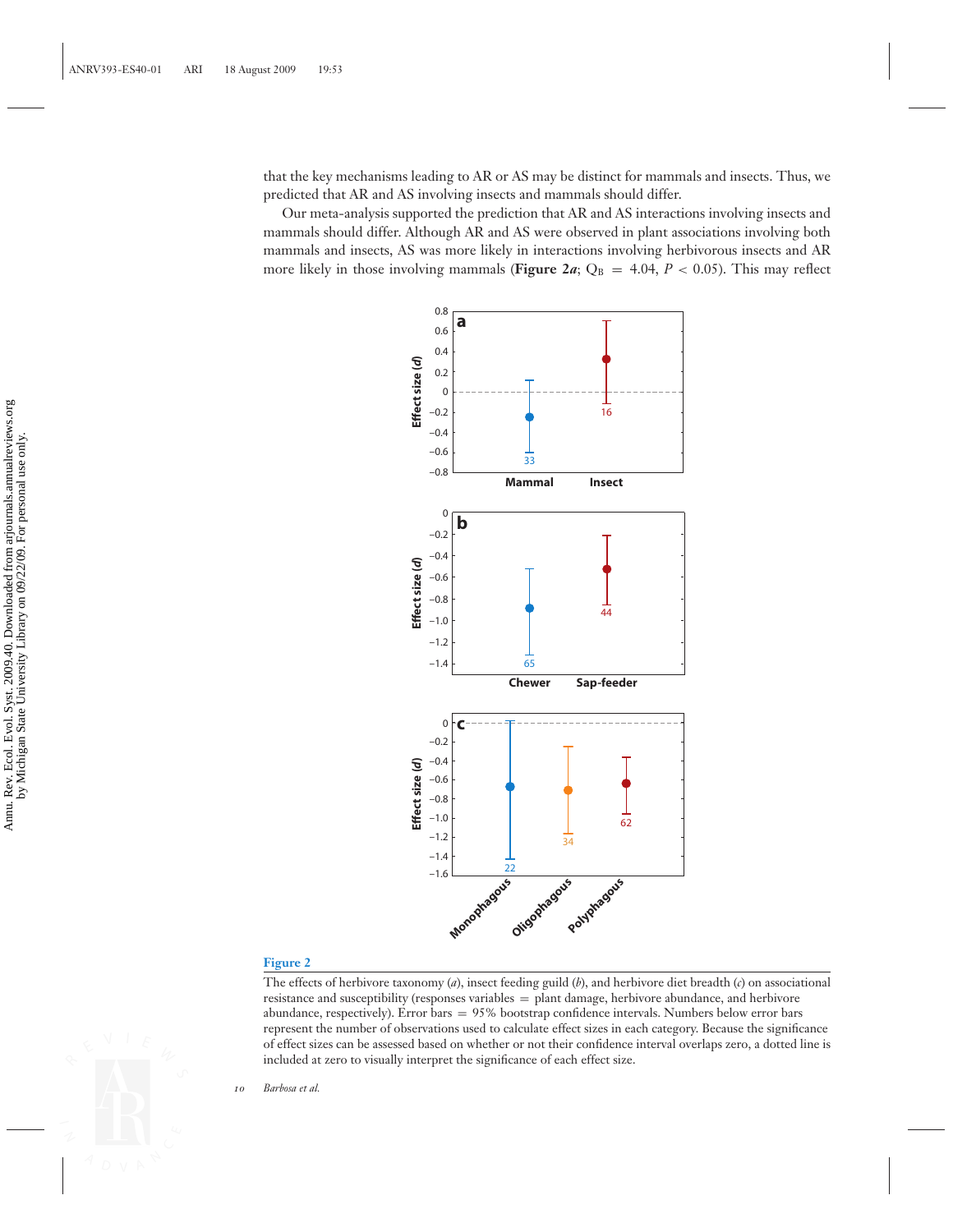that the key mechanisms leading to AR or AS may be distinct for mammals and insects. Thus, we predicted that AR and AS involving insects and mammals should differ.

Our meta-analysis supported the prediction that AR and AS interactions involving insects and mammals should differ. Although AR and AS were observed in plant associations involving both mammals and insects, AS was more likely in interactions involving herbivorous insects and AR more likely in those involving mammals (**Figure 2*a***; $Q_B = 4.04$, $P < 0.05$). This may reflect

**Figure 2**

The effects of herbivore taxonomy (*a*), insect feeding guild (*b*), and herbivore diet breadth (*c*) on associational resistance and susceptibility (responses variables = plant damage, herbivore abundance, and herbivore abundance, respectively). Error bars = 95% bootstrap confidence intervals. Numbers below error bars represent the number of observations used to calculate effect sizes in each category. Because the significance of effect sizes can be assessed based on whether or not their confidence interval overlaps zero, a dotted line is included at zero to visually interpret the significance of each effect size.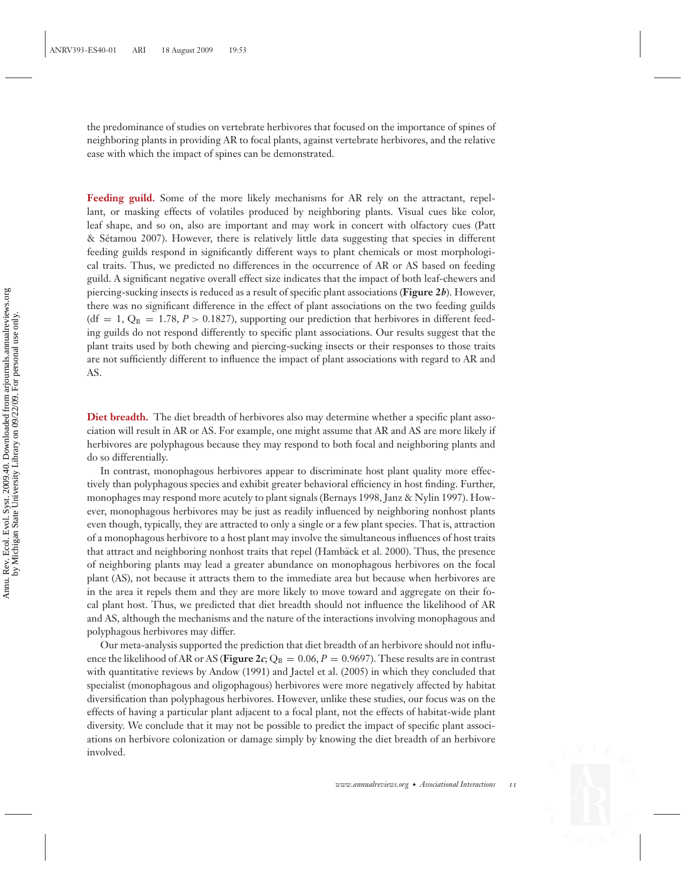the predominance of studies on vertebrate herbivores that focused on the importance of spines of neighboring plants in providing AR to focal plants, against vertebrate herbivores, and the relative ease with which the impact of spines can be demonstrated.

**Feeding guild.** Some of the more likely mechanisms for AR rely on the attractant, repellant, or masking effects of volatiles produced by neighboring plants. Visual cues like color, leaf shape, and so on, also are important and may work in concert with olfactory cues (Patt & Sétamou 2007). However, there is relatively little data suggesting that species in different feeding guilds respond in significantly different ways to plant chemicals or most morphological traits. Thus, we predicted no differences in the occurrence of AR or AS based on feeding guild. A significant negative overall effect size indicates that the impact of both leaf-chewers and piercing-sucking insects is reduced as a result of specific plant associations (**Figure 2*b***). However, there was no significant difference in the effect of plant associations on the two feeding guilds (df $= 1$, $Q_B = 1.78$, $P > 0.1827$), supporting our prediction that herbivores in different feeding guilds do not respond differently to specific plant associations. Our results suggest that the plant traits used by both chewing and piercing-sucking insects or their responses to those traits are not sufficiently different to influence the impact of plant associations with regard to AR and AS.

**Diet breadth.** The diet breadth of herbivores also may determine whether a specific plant association will result in AR or AS. For example, one might assume that AR and AS are more likely if herbivores are polyphagous because they may respond to both focal and neighboring plants and do so differentially.

In contrast, monophagous herbivores appear to discriminate host plant quality more effectively than polyphagous species and exhibit greater behavioral efficiency in host finding. Further, monophages may respond more acutely to plant signals (Bernays 1998, Janz & Nylin 1997). However, monophagous herbivores may be just as readily influenced by neighboring nonhost plants even though, typically, they are attracted to only a single or a few plant species. That is, attraction of a monophagous herbivore to a host plant may involve the simultaneous influences of host traits that attract and neighboring nonhost traits that repel (Hambäck et al. 2000). Thus, the presence of neighboring plants may lead a greater abundance on monophagous herbivores on the focal plant (AS), not because it attracts them to the immediate area but because when herbivores are in the area it repels them and they are more likely to move toward and aggregate on their focal plant host. Thus, we predicted that diet breadth should not influence the likelihood of AR and AS, although the mechanisms and the nature of the interactions involving monophagous and polyphagous herbivores may differ.

Our meta-analysis supported the prediction that diet breadth of an herbivore should not influence the likelihood of AR or AS (**Figure 2*c***; $Q_B = 0.06$, $P = 0.9697$). These results are in contrast with quantitative reviews by Andow (1991) and Jactel et al. (2005) in which they concluded that specialist (monophagous and oligophagous) herbivores were more negatively affected by habitat diversification than polyphagous herbivores. However, unlike these studies, our focus was on the effects of having a particular plant adjacent to a focal plant, not the effects of habitat-wide plant diversity. We conclude that it may not be possible to predict the impact of specific plant associations on herbivore colonization or damage simply by knowing the diet breadth of an herbivore involved.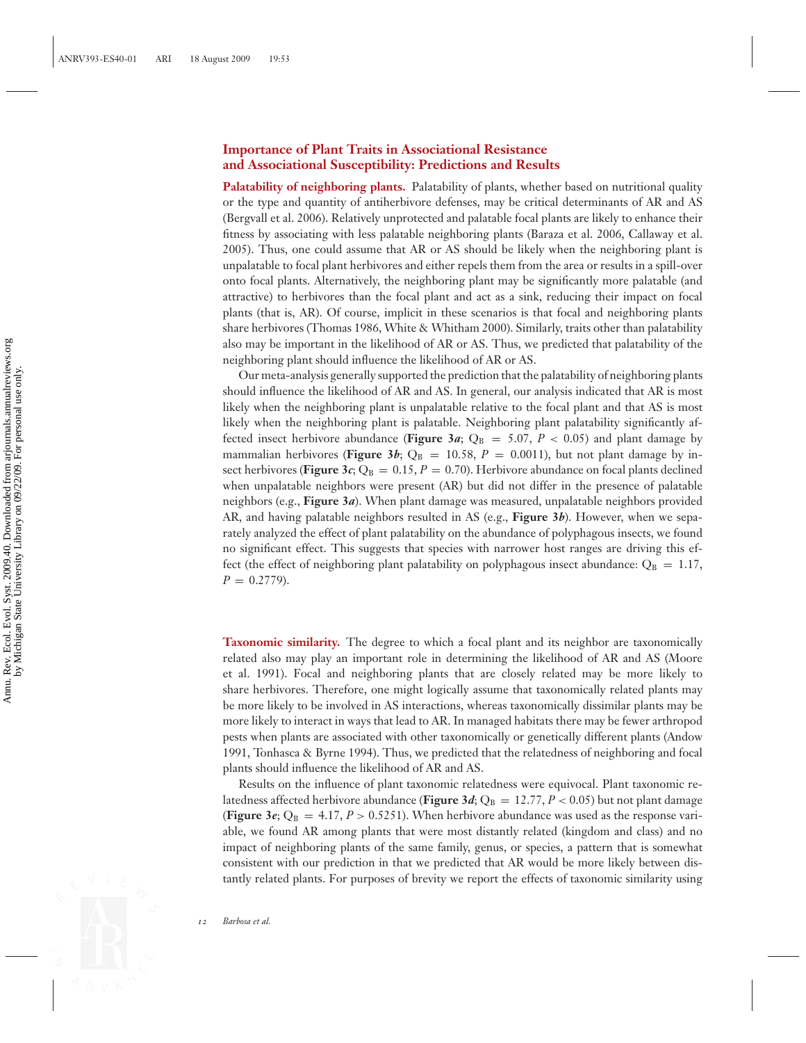## Importance of Plant Traits in Associational Resistance and Associational Susceptibility: Predictions and Results

**Palatability of neighboring plants.** Palatability of plants, whether based on nutritional quality or the type and quantity of antiherbivore defenses, may be critical determinants of AR and AS (Bergvall et al. 2006). Relatively unprotected and palatable focal plants are likely to enhance their fitness by associating with less palatable neighboring plants (Baraza et al. 2006, Callaway et al. 2005). Thus, one could assume that AR or AS should be likely when the neighboring plant is unpalatable to focal plant herbivores and either repels them from the area or results in a spill-over onto focal plants. Alternatively, the neighboring plant may be significantly more palatable (and attractive) to herbivores than the focal plant and act as a sink, reducing their impact on focal plants (that is, AR). Of course, implicit in these scenarios is that focal and neighboring plants share herbivores (Thomas 1986, White & Whitham 2000). Similarly, traits other than palatability also may be important in the likelihood of AR or AS. Thus, we predicted that palatability of the neighboring plant should influence the likelihood of AR or AS.

Our meta-analysis generally supported the prediction that the palatability of neighboring plants should influence the likelihood of AR and AS. In general, our analysis indicated that AR is most likely when the neighboring plant is unpalatable relative to the focal plant and that AS is most likely when the neighboring plant is palatable. Neighboring plant palatability significantly affected insect herbivore abundance (**Figure 3*a***; $Q_B = 5.07$, $P < 0.05$) and plant damage by mammalian herbivores (**Figure 3*b***; $Q_B = 10.58$, $P = 0.0011$), but not plant damage by insect herbivores (**Figure 3*c***; $Q_B = 0.15$, $P = 0.70$). Herbivore abundance on focal plants declined when unpalatable neighbors were present (AR) but did not differ in the presence of palatable neighbors (e.g., **Figure 3*a***). When plant damage was measured, unpalatable neighbors provided AR, and having palatable neighbors resulted in AS (e.g., **Figure 3*b***). However, when we separately analyzed the effect of plant palatability on the abundance of polyphagous insects, we found no significant effect. This suggests that species with narrower host ranges are driving this effect (the effect of neighboring plant palatability on polyphagous insect abundance: $Q_B = 1.17$, $P = 0.2779$).

**Taxonomic similarity.** The degree to which a focal plant and its neighbor are taxonomically related also may play an important role in determining the likelihood of AR and AS (Moore et al. 1991). Focal and neighboring plants that are closely related may be more likely to share herbivores. Therefore, one might logically assume that taxonomically related plants may be more likely to be involved in AS interactions, whereas taxonomically dissimilar plants may be more likely to interact in ways that lead to AR. In managed habitats there may be fewer arthropod pests when plants are associated with other taxonomically or genetically different plants (Andow 1991, Tonhasca & Byrne 1994). Thus, we predicted that the relatedness of neighboring and focal plants should influence the likelihood of AR and AS.

Results on the influence of plant taxonomic relatedness were equivocal. Plant taxonomic relatedness affected herbivore abundance (**Figure 3*d***; $Q_B = 12.77$, $P < 0.05$) but not plant damage (**Figure 3*e***; $Q_B = 4.17$, $P > 0.5251$). When herbivore abundance was used as the response variable, we found AR among plants that were most distantly related (kingdom and class) and no impact of neighboring plants of the same family, genus, or species, a pattern that is somewhat consistent with our prediction in that we predicted that AR would be more likely between distantly related plants. For purposes of brevity we report the effects of taxonomic similarity using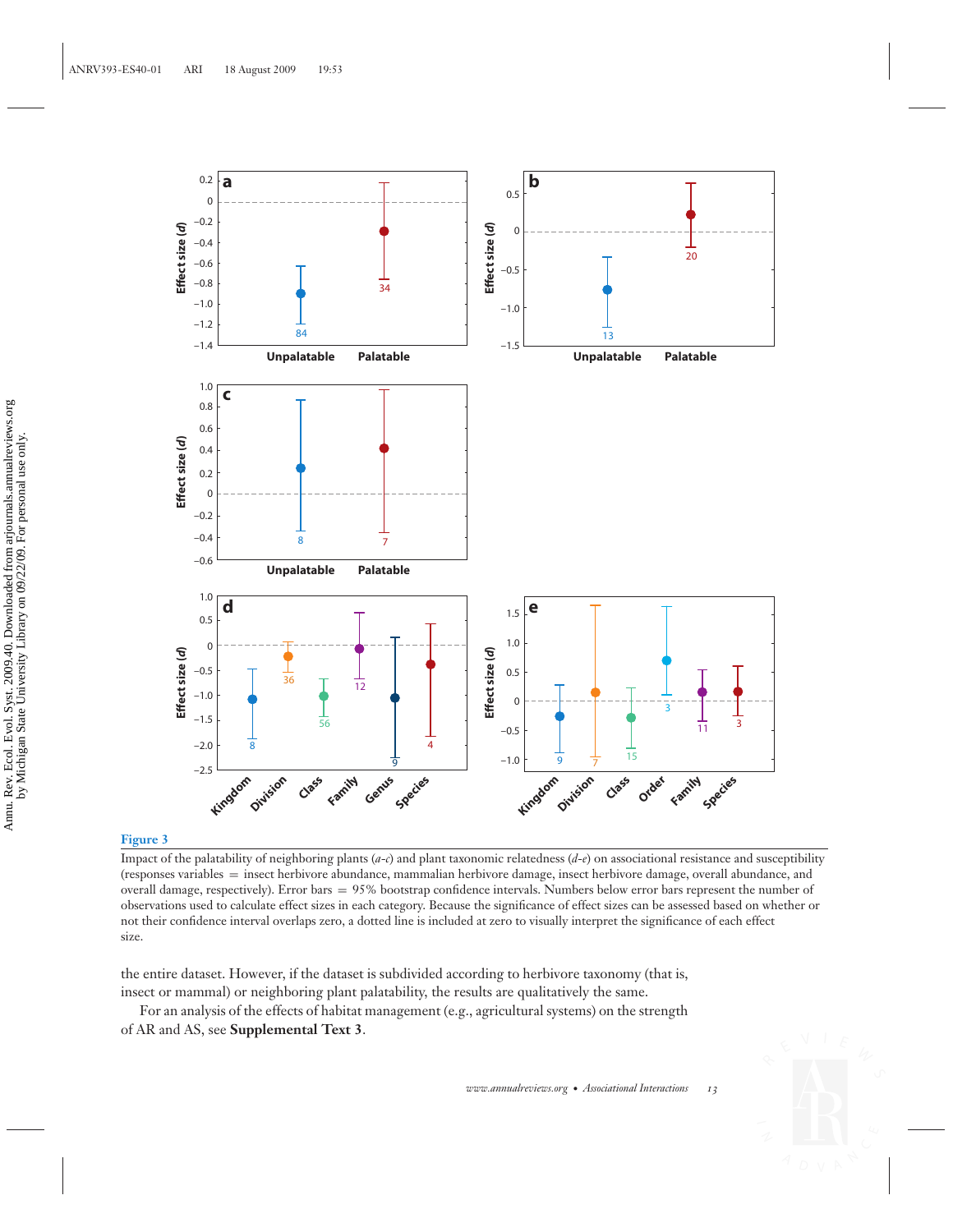**Figure 3**

Impact of the palatability of neighboring plants (*a*–*c*) and plant taxonomic relatedness (*d*–*e*) on associational resistance and susceptibility (responses variables = insect herbivore abundance, mammalian herbivore damage, insect herbivore damage, overall abundance, and overall damage, respectively). Error bars = 95% bootstrap confidence intervals. Numbers below error bars represent the number of observations used to calculate effect sizes in each category. Because the significance of effect sizes can be assessed based on whether or not their confidence interval overlaps zero, a dotted line is included at zero to visually interpret the significance of each effect size.

the entire dataset. However, if the dataset is subdivided according to herbivore taxonomy (that is, insect or mammal) or neighboring plant palatability, the results are qualitatively the same.

For an analysis of the effects of habitat management (e.g., agricultural systems) on the strength of AR and AS, see **Supplemental Text 3**.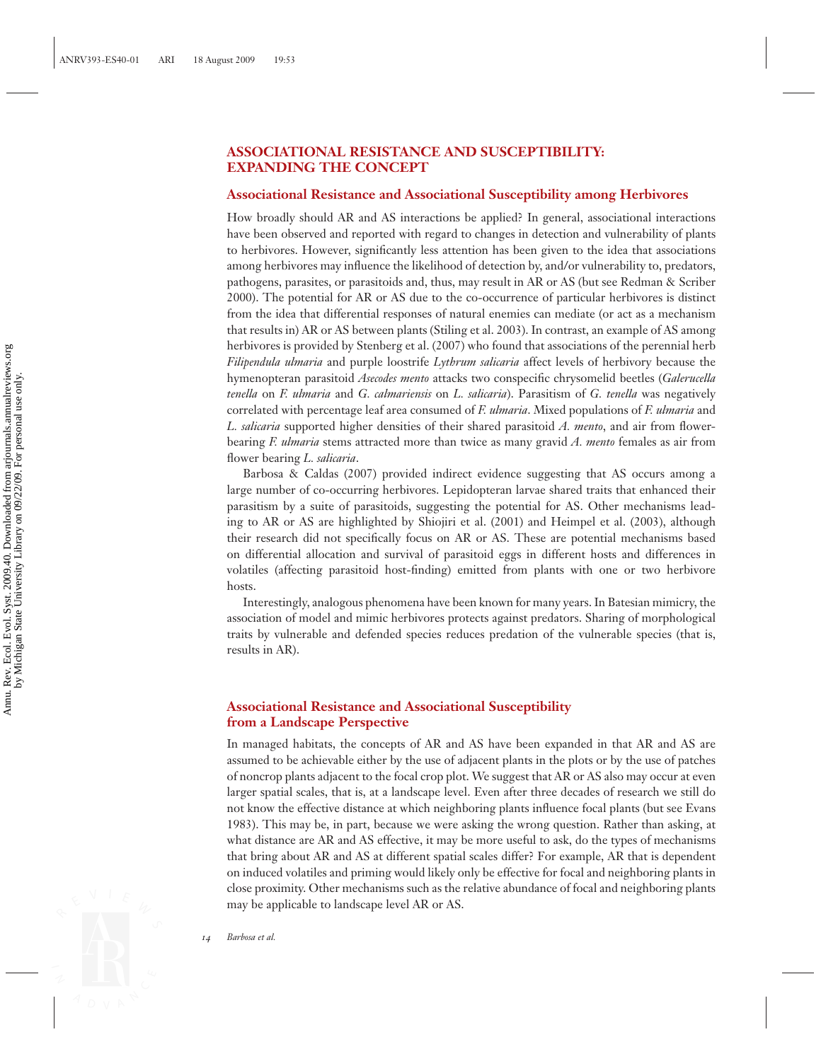## ASSOCIATIONAL RESISTANCE AND SUSCEPTIBILITY: EXPANDING THE CONCEPT

### Associational Resistance and Associational Susceptibility among Herbivores

How broadly should AR and AS interactions be applied? In general, associational interactions have been observed and reported with regard to changes in detection and vulnerability of plants to herbivores. However, significantly less attention has been given to the idea that associations among herbivores may influence the likelihood of detection by, and/or vulnerability to, predators, pathogens, parasites, or parasitoids and, thus, may result in AR or AS (but see Redman & Scriber 2000). The potential for AR or AS due to the co-occurrence of particular herbivores is distinct from the idea that differential responses of natural enemies can mediate (or act as a mechanism that results in) AR or AS between plants (Stiling et al. 2003). In contrast, an example of AS among herbivores is provided by Stenberg et al. (2007) who found that associations of the perennial herb *Filipendula ulmaria* and purple loostrife *Lythrum salicaria* affect levels of herbivory because the hymenopteran parasitoid *Asecodes mento* attacks two conspecific chrysomelid beetles (*Galerucella tenella* on *F. ulmaria* and *G. calmariensis* on *L. salicaria*). Parasitism of *G. tenella* was negatively correlated with percentage leaf area consumed of *F. ulmaria*. Mixed populations of *F. ulmaria* and *L. salicaria* supported higher densities of their shared parasitoid *A. mento*, and air from flower-bearing *F. ulmaria* stems attracted more than twice as many gravid *A. mento* females as air from flower bearing *L. salicaria*.

Barbosa & Caldas (2007) provided indirect evidence suggesting that AS occurs among a large number of co-occurring herbivores. Lepidopteran larvae shared traits that enhanced their parasitism by a suite of parasitoids, suggesting the potential for AS. Other mechanisms leading to AR or AS are highlighted by Shiojiri et al. (2001) and Heimpel et al. (2003), although their research did not specifically focus on AR or AS. These are potential mechanisms based on differential allocation and survival of parasitoid eggs in different hosts and differences in volatiles (affecting parasitoid host-finding) emitted from plants with one or two herbivore hosts.

Interestingly, analogous phenomena have been known for many years. In Batesian mimicry, the association of model and mimic herbivores protects against predators. Sharing of morphological traits by vulnerable and defended species reduces predation of the vulnerable species (that is, results in AR).

### Associational Resistance and Associational Susceptibility from a Landscape Perspective

In managed habitats, the concepts of AR and AS have been expanded in that AR and AS are assumed to be achievable either by the use of adjacent plants in the plots or by the use of patches of noncrop plants adjacent to the focal crop plot. We suggest that AR or AS also may occur at even larger spatial scales, that is, at a landscape level. Even after three decades of research we still do not know the effective distance at which neighboring plants influence focal plants (but see Evans 1983). This may be, in part, because we were asking the wrong question. Rather than asking, at what distance are AR and AS effective, it may be more useful to ask, do the types of mechanisms that bring about AR and AS at different spatial scales differ? For example, AR that is dependent on induced volatiles and priming would likely only be effective for focal and neighboring plants in close proximity. Other mechanisms such as the relative abundance of focal and neighboring plants may be applicable to landscape level AR or AS.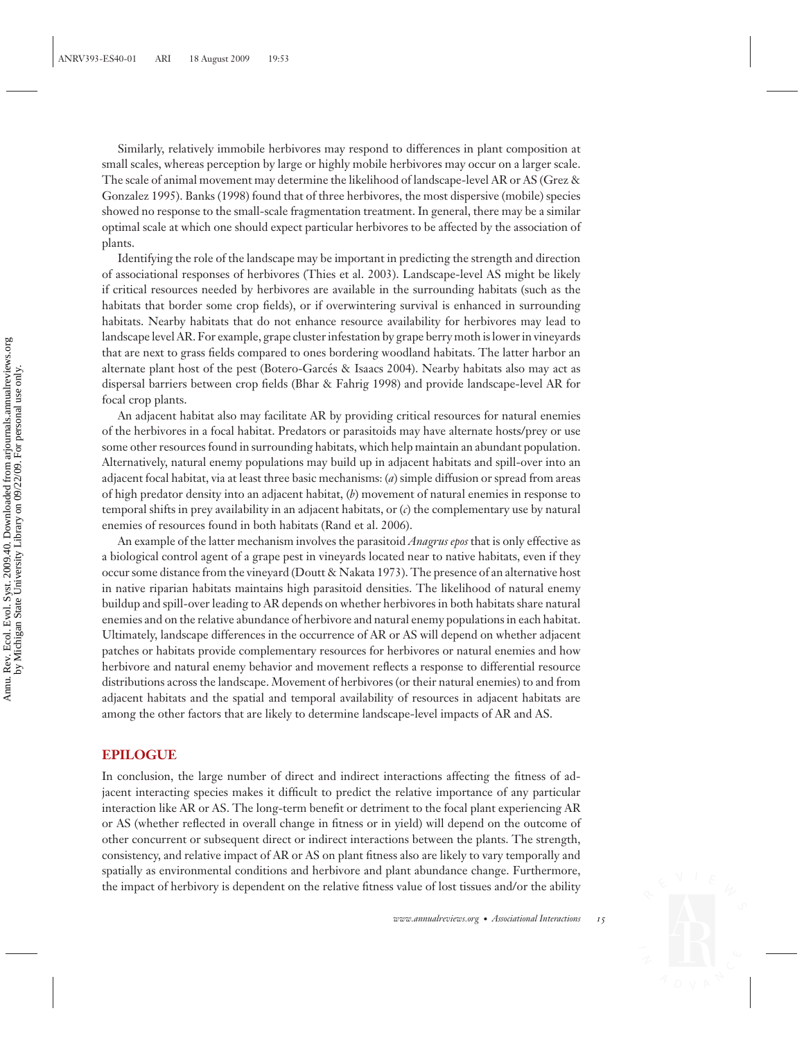Similarly, relatively immobile herbivores may respond to differences in plant composition at small scales, whereas perception by large or highly mobile herbivores may occur on a larger scale. The scale of animal movement may determine the likelihood of landscape-level AR or AS (Grez & Gonzalez 1995). Banks (1998) found that of three herbivores, the most dispersive (mobile) species showed no response to the small-scale fragmentation treatment. In general, there may be a similar optimal scale at which one should expect particular herbivores to be affected by the association of plants.

Identifying the role of the landscape may be important in predicting the strength and direction of associational responses of herbivores (Thies et al. 2003). Landscape-level AS might be likely if critical resources needed by herbivores are available in the surrounding habitats (such as the habitats that border some crop fields), or if overwintering survival is enhanced in surrounding habitats. Nearby habitats that do not enhance resource availability for herbivores may lead to landscape level AR. For example, grape cluster infestation by grape berry moth is lower in vineyards that are next to grass fields compared to ones bordering woodland habitats. The latter harbor an alternate plant host of the pest (Botero-Garcés & Isaacs 2004). Nearby habitats also may act as dispersal barriers between crop fields (Bhar & Fahrig 1998) and provide landscape-level AR for focal crop plants.

An adjacent habitat also may facilitate AR by providing critical resources for natural enemies of the herbivores in a focal habitat. Predators or parasitoids may have alternate hosts/prey or use some other resources found in surrounding habitats, which help maintain an abundant population. Alternatively, natural enemy populations may build up in adjacent habitats and spill-over into an adjacent focal habitat, via at least three basic mechanisms: (*a*) simple diffusion or spread from areas of high predator density into an adjacent habitat, (*b*) movement of natural enemies in response to temporal shifts in prey availability in an adjacent habitats, or (*c*) the complementary use by natural enemies of resources found in both habitats (Rand et al. 2006).

An example of the latter mechanism involves the parasitoid *Anagrus epos* that is only effective as a biological control agent of a grape pest in vineyards located near to native habitats, even if they occur some distance from the vineyard (Doutt & Nakata 1973). The presence of an alternative host in native riparian habitats maintains high parasitoid densities. The likelihood of natural enemy buildup and spill-over leading to AR depends on whether herbivores in both habitats share natural enemies and on the relative abundance of herbivore and natural enemy populations in each habitat. Ultimately, landscape differences in the occurrence of AR or AS will depend on whether adjacent patches or habitats provide complementary resources for herbivores or natural enemies and how herbivore and natural enemy behavior and movement reflects a response to differential resource distributions across the landscape. Movement of herbivores (or their natural enemies) to and from adjacent habitats and the spatial and temporal availability of resources in adjacent habitats are among the other factors that are likely to determine landscape-level impacts of AR and AS.

## EPILOGUE

In conclusion, the large number of direct and indirect interactions affecting the fitness of adjacent interacting species makes it difficult to predict the relative importance of any particular interaction like AR or AS. The long-term benefit or detriment to the focal plant experiencing AR or AS (whether reflected in overall change in fitness or in yield) will depend on the outcome of other concurrent or subsequent direct or indirect interactions between the plants. The strength, consistency, and relative impact of AR or AS on plant fitness also are likely to vary temporally and spatially as environmental conditions and herbivore and plant abundance change. Furthermore, the impact of herbivory is dependent on the relative fitness value of lost tissues and/or the ability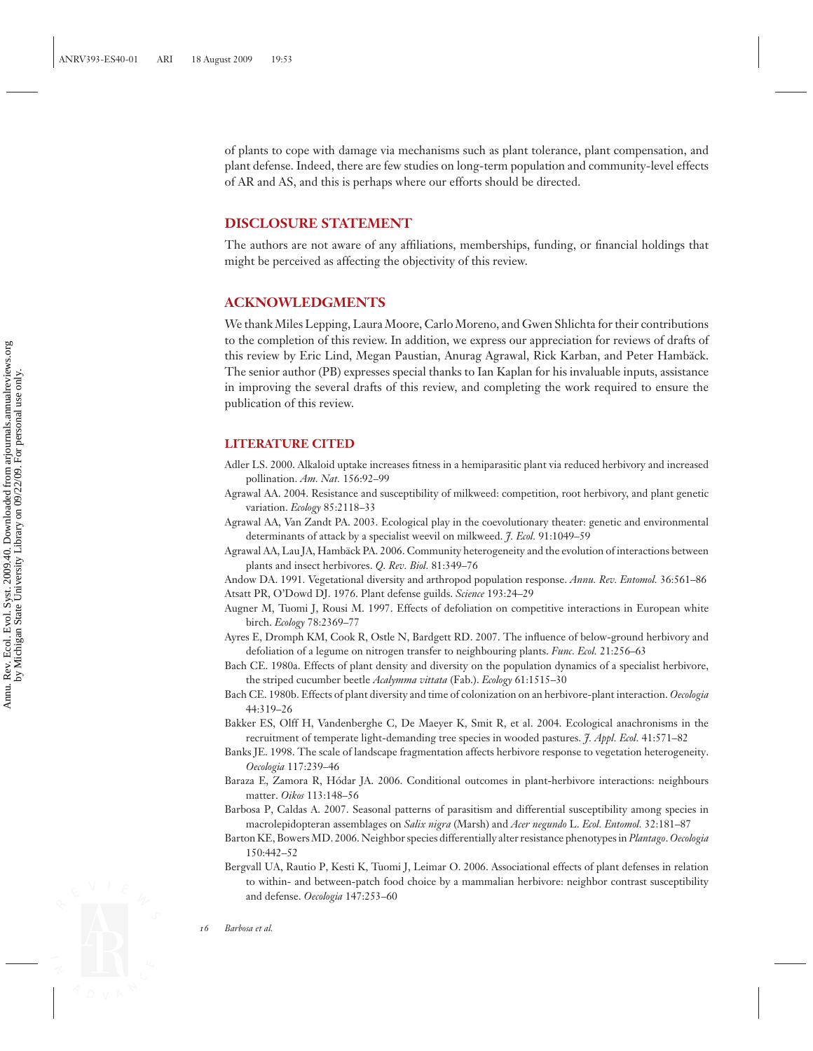of plants to cope with damage via mechanisms such as plant tolerance, plant compensation, and plant defense. Indeed, there are few studies on long-term population and community-level effects of AR and AS, and this is perhaps where our efforts should be directed.

## DISCLOSURE STATEMENT

The authors are not aware of any affiliations, memberships, funding, or financial holdings that might be perceived as affecting the objectivity of this review.

## ACKNOWLEDGMENTS

We thank Miles Lepping, Laura Moore, Carlo Moreno, and Gwen Shlichta for their contributions to the completion of this review. In addition, we express our appreciation for reviews of drafts of this review by Eric Lind, Megan Paustian, Anurag Agrawal, Rick Karban, and Peter Hambäck. The senior author (PB) expresses special thanks to Ian Kaplan for his invaluable inputs, assistance in improving the several drafts of this review, and completing the work required to ensure the publication of this review.

## LITERATURE CITED

Adler LS. 2000. Alkaloid uptake increases fitness in a hemiparasitic plant via reduced herbivory and increased pollination. *Am. Nat.* 156:92–99

Agrawal AA. 2004. Resistance and susceptibility of milkweed: competition, root herbivory, and plant genetic variation. *Ecology* 85:2118–33

Agrawal AA, Van Zandt PA. 2003. Ecological play in the coevolutionary theater: genetic and environmental determinants of attack by a specialist weevil on milkweed. *J. Ecol.* 91:1049–59

Agrawal AA, Lau JA, Hambäck PA. 2006. Community heterogeneity and the evolution of interactions between plants and insect herbivores. *Q. Rev. Biol.* 81:349–76

Andow DA. 1991. Vegetational diversity and arthropod population response. *Annu. Rev. Entomol.* 36:561–86

Atsatt PR, O'Dowd DJ. 1976. Plant defense guilds. *Science* 193:24–29

Augner M, Tuomi J, Rousi M. 1997. Effects of defoliation on competitive interactions in European white birch. *Ecology* 78:2369–77

Ayres E, Dromph KM, Cook R, Ostle N, Bardgett RD. 2007. The influence of below-ground herbivory and defoliation of a legume on nitrogen transfer to neighbouring plants. *Func. Ecol.* 21:256–63

Bach CE. 1980a. Effects of plant density and diversity on the population dynamics of a specialist herbivore, the striped cucumber beetle *Acalymma vittata* (Fab.). *Ecology* 61:1515–30

Bach CE. 1980b. Effects of plant diversity and time of colonization on an herbivore-plant interaction. *Oecologia* 44:319–26

Bakker ES, Olff H, Vandenberghe C, De Maeyer K, Smit R, et al. 2004. Ecological anachronisms in the recruitment of temperate light-demanding tree species in wooded pastures. *J. Appl. Ecol.* 41:571–82

Banks JE. 1998. The scale of landscape fragmentation affects herbivore response to vegetation heterogeneity. *Oecologia* 117:239–46

Baraza E, Zamora R, Hódar JA. 2006. Conditional outcomes in plant-herbivore interactions: neighbours matter. *Oikos* 113:148–56

Barbosa P, Caldas A. 2007. Seasonal patterns of parasitism and differential susceptibility among species in macrolepidopteran assemblages on *Salix nigra* (Marsh) and *Acer negundo* L. *Ecol. Entomol.* 32:181–87

Barton KE, Bowers MD. 2006. Neighbor species differentially alter resistance phenotypes in *Plantago*. *Oecologia* 150:442–52

Bergvall UA, Rautio P, Kesti K, Tuomi J, Leimar O. 2006. Associational effects of plant defenses in relation to within- and between-patch food choice by a mammalian herbivore: neighbor contrast susceptibility and defense. *Oecologia* 147:253–60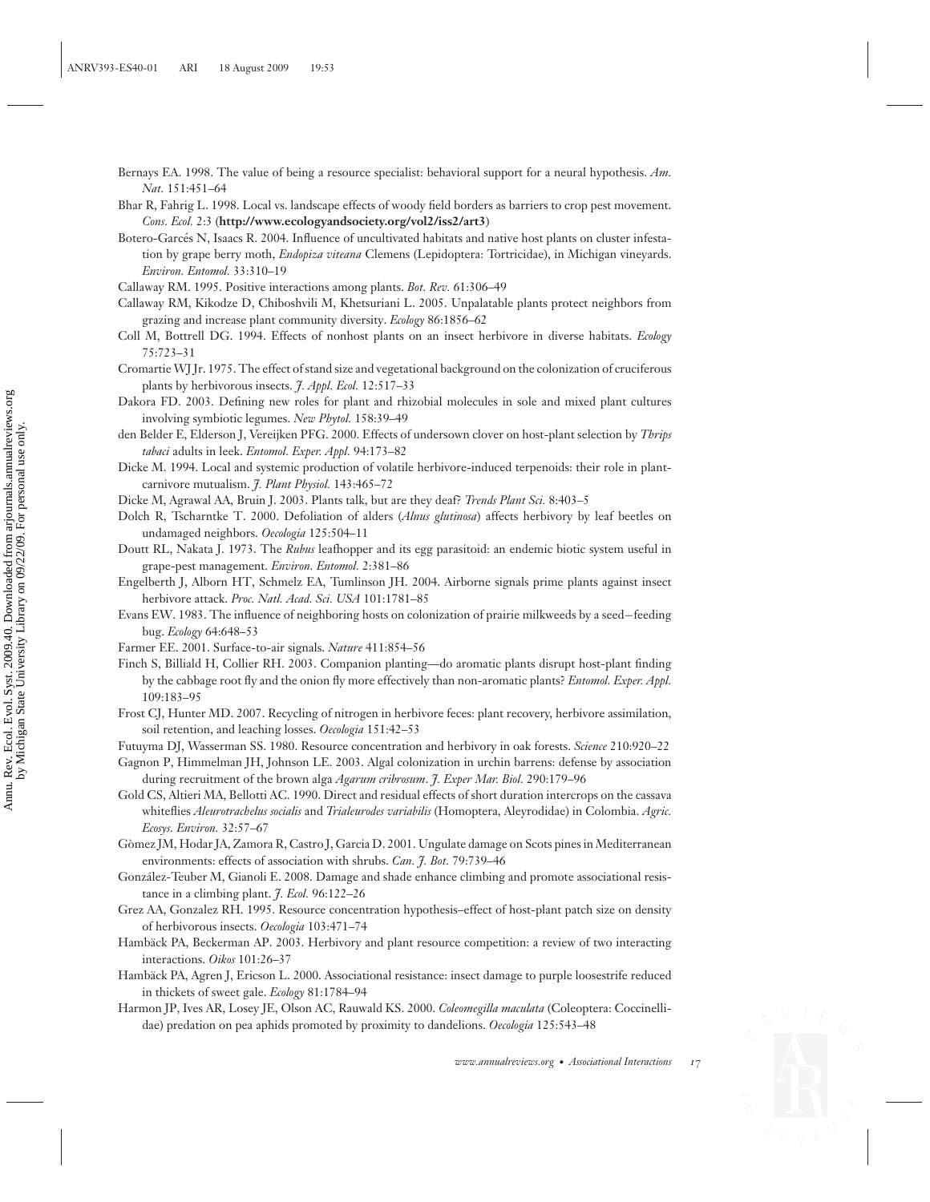Bernays EA. 1998. The value of being a resource specialist: behavioral support for a neural hypothesis. *Am. Nat.* 151:451–64

Bhar R, Fahrig L. 1998. Local vs. landscape effects of woody field borders as barriers to crop pest movement. *Cons. Ecol.* 2:3 (**http://www.ecologyandsociety.org/vol2/iss2/art3**)

Botero-Garcés N, Isaacs R. 2004. Influence of uncultivated habitats and native host plants on cluster infestation by grape berry moth, *Endopiza viteana* Clemens (Lepidoptera: Tortricidae), in Michigan vineyards. *Environ. Entomol.* 33:310–19

Callaway RM. 1995. Positive interactions among plants. *Bot. Rev.* 61:306–49

Callaway RM, Kikodze D, Chiboshvili M, Khetsuriani L. 2005. Unpalatable plants protect neighbors from grazing and increase plant community diversity. *Ecology* 86:1856–62

Coll M, Bottrell DG. 1994. Effects of nonhost plants on an insect herbivore in diverse habitats. *Ecology* 75:723–31

Cromartie WJ Jr. 1975. The effect of stand size and vegetational background on the colonization of cruciferous plants by herbivorous insects. *J. Appl. Ecol.* 12:517–33

Dakora FD. 2003. Defining new roles for plant and rhizobial molecules in sole and mixed plant cultures involving symbiotic legumes. *New Phytol.* 158:39–49

den Belder E, Elderson J, Vereijken PFG. 2000. Effects of undersown clover on host-plant selection by *Thrips tabaci* adults in leek. *Entomol. Exper. Appl.* 94:173–82

Dicke M. 1994. Local and systemic production of volatile herbivore-induced terpenoids: their role in plant-carnivore mutualism. *J. Plant Physiol.* 143:465–72

Dicke M, Agrawal AA, Bruin J. 2003. Plants talk, but are they deaf? *Trends Plant Sci.* 8:403–5

Dolch R, Tscharntke T. 2000. Defoliation of alders (*Alnus glutinosa*) affects herbivory by leaf beetles on undamaged neighbors. *Oecologia* 125:504–11

Doutt RL, Nakata J. 1973. The *Rubus* leafhopper and its egg parasitoid: an endemic biotic system useful in grape-pest management. *Environ. Entomol.* 2:381–86

Engelberth J, Alborn HT, Schmelz EA, Tumlinson JH. 2004. Airborne signals prime plants against insect herbivore attack. *Proc. Natl. Acad. Sci. USA* 101:1781–85

Evans EW. 1983. The influence of neighboring hosts on colonization of prairie milkweeds by a seed−feeding bug. *Ecology* 64:648–53

Farmer EE. 2001. Surface-to-air signals. *Nature* 411:854–56

Finch S, Billiald H, Collier RH. 2003. Companion planting—do aromatic plants disrupt host-plant finding by the cabbage root fly and the onion fly more effectively than non-aromatic plants? *Entomol. Exper. Appl.* 109:183–95

Frost CJ, Hunter MD. 2007. Recycling of nitrogen in herbivore feces: plant recovery, herbivore assimilation, soil retention, and leaching losses. *Oecologia* 151:42–53

Futuyma DJ, Wasserman SS. 1980. Resource concentration and herbivory in oak forests. *Science* 210:920–22

Gagnon P, Himmelman JH, Johnson LE. 2003. Algal colonization in urchin barrens: defense by association during recruitment of the brown alga *Agarum cribrosum*. *J. Exper Mar. Biol.* 290:179–96

Gold CS, Altieri MA, Bellotti AC. 1990. Direct and residual effects of short duration intercrops on the cassava whiteflies *Aleurotrachelus socialis* and *Trialeurodes variabilis* (Homoptera, Aleyrodidae) in Colombia. *Agric. Ecosys. Environ.* 32:57–67

Gòmez JM, Hodar JA, Zamora R, Castro J, Garcia D. 2001. Ungulate damage on Scots pines in Mediterranean environments: effects of association with shrubs. *Can. J. Bot.* 79:739–46

González-Teuber M, Gianoli E. 2008. Damage and shade enhance climbing and promote associational resistance in a climbing plant. *J. Ecol.* 96:122–26

Grez AA, Gonzalez RH. 1995. Resource concentration hypothesis–effect of host-plant patch size on density of herbivorous insects. *Oecologia* 103:471–74

Hambäck PA, Beckerman AP. 2003. Herbivory and plant resource competition: a review of two interacting interactions. *Oikos* 101:26–37

Hambäck PA, Agren J, Ericson L. 2000. Associational resistance: insect damage to purple loosestrife reduced in thickets of sweet gale. *Ecology* 81:1784–94

Harmon JP, Ives AR, Losey JE, Olson AC, Rauwald KS. 2000. *Coleomegilla maculata* (Coleoptera: Coccinellidae) predation on pea aphids promoted by proximity to dandelions. *Oecologia* 125:543–48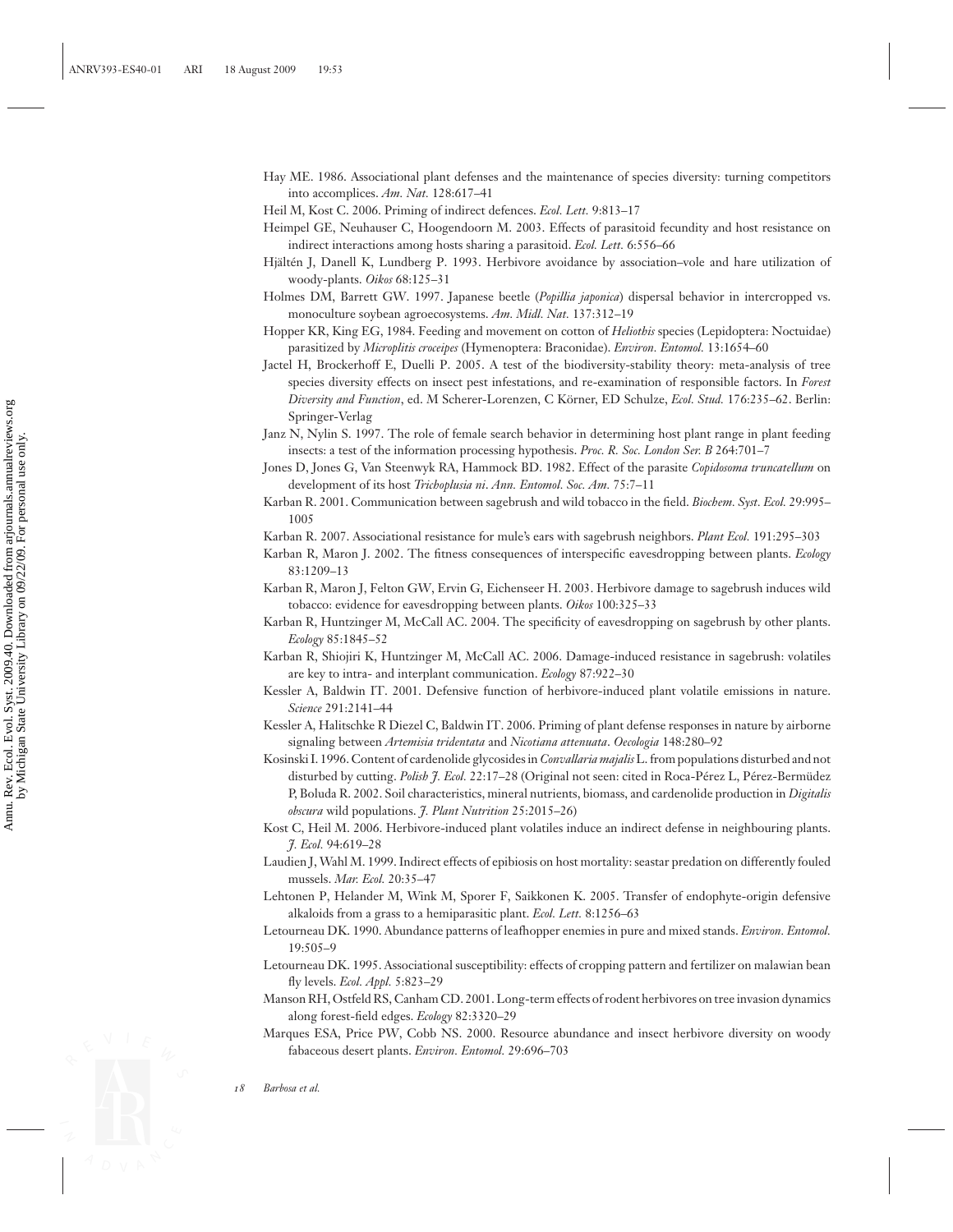Hay ME. 1986. Associational plant defenses and the maintenance of species diversity: turning competitors into accomplices. *Am. Nat.* 128:617–41

Heil M, Kost C. 2006. Priming of indirect defences. *Ecol. Lett.* 9:813–17

Heimpel GE, Neuhauser C, Hoogendoorn M. 2003. Effects of parasitoid fecundity and host resistance on indirect interactions among hosts sharing a parasitoid. *Ecol. Lett.* 6:556–66

Hjältén J, Danell K, Lundberg P. 1993. Herbivore avoidance by association–vole and hare utilization of woody-plants. *Oikos* 68:125–31

Holmes DM, Barrett GW. 1997. Japanese beetle (*Popillia japonica*) dispersal behavior in intercropped vs. monoculture soybean agroecosystems. *Am. Midl. Nat.* 137:312–19

Hopper KR, King EG, 1984. Feeding and movement on cotton of *Heliothis* species (Lepidoptera: Noctuidae) parasitized by *Microplitis croceipes* (Hymenoptera: Braconidae). *Environ. Entomol.* 13:1654–60

Jactel H, Brockerhoff E, Duelli P. 2005. A test of the biodiversity-stability theory: meta-analysis of tree species diversity effects on insect pest infestations, and re-examination of responsible factors. In *Forest Diversity and Function*, ed. M Scherer-Lorenzen, C Körner, ED Schulze, *Ecol. Stud.* 176:235–62. Berlin: Springer-Verlag

Janz N, Nylin S. 1997. The role of female search behavior in determining host plant range in plant feeding insects: a test of the information processing hypothesis. *Proc. R. Soc. London Ser. B* 264:701–7

Jones D, Jones G, Van Steenwyk RA, Hammock BD. 1982. Effect of the parasite *Copidosoma truncatellum* on development of its host *Trichoplusia ni*. *Ann. Entomol. Soc. Am.* 75:7–11

Karban R. 2001. Communication between sagebrush and wild tobacco in the field. *Biochem. Syst. Ecol.* 29:995–1005

Karban R. 2007. Associational resistance for mule's ears with sagebrush neighbors. *Plant Ecol.* 191:295–303

Karban R, Maron J. 2002. The fitness consequences of interspecific eavesdropping between plants. *Ecology* 83:1209–13

Karban R, Maron J, Felton GW, Ervin G, Eichenseer H. 2003. Herbivore damage to sagebrush induces wild tobacco: evidence for eavesdropping between plants. *Oikos* 100:325–33

Karban R, Huntzinger M, McCall AC. 2004. The specificity of eavesdropping on sagebrush by other plants. *Ecology* 85:1845–52

Karban R, Shiojiri K, Huntzinger M, McCall AC. 2006. Damage-induced resistance in sagebrush: volatiles are key to intra- and interplant communication. *Ecology* 87:922–30

Kessler A, Baldwin IT. 2001. Defensive function of herbivore-induced plant volatile emissions in nature. *Science* 291:2141–44

Kessler A, Halitschke R Diezel C, Baldwin IT. 2006. Priming of plant defense responses in nature by airborne signaling between *Artemisia tridentata* and *Nicotiana attenuata*. *Oecologia* 148:280–92

Kosinski I. 1996. Content of cardenolide glycosides in *Convallaria majalis* L. from populations disturbed and not disturbed by cutting. *Polish J. Ecol.* 22:17–28 (Original not seen: cited in Roca-Pérez L, Pérez-Bermúdez P, Boluda R. 2002. Soil characteristics, mineral nutrients, biomass, and cardenolide production in *Digitalis obscura* wild populations. *J. Plant Nutrition* 25:2015–26)

Kost C, Heil M. 2006. Herbivore-induced plant volatiles induce an indirect defense in neighbouring plants. *J. Ecol.* 94:619–28

Laudien J, Wahl M. 1999. Indirect effects of epibiosis on host mortality: seastar predation on differently fouled mussels. *Mar. Ecol.* 20:35–47

Lehtonen P, Helander M, Wink M, Sporer F, Saikkonen K. 2005. Transfer of endophyte-origin defensive alkaloids from a grass to a hemiparasitic plant. *Ecol. Lett.* 8:1256–63

Letourneau DK. 1990. Abundance patterns of leafhopper enemies in pure and mixed stands. *Environ. Entomol.* 19:505–9

Letourneau DK. 1995. Associational susceptibility: effects of cropping pattern and fertilizer on malawian bean fly levels. *Ecol. Appl.* 5:823–29

Manson RH, Ostfeld RS, Canham CD. 2001. Long-term effects of rodent herbivores on tree invasion dynamics along forest-field edges. *Ecology* 82:3320–29

Marques ESA, Price PW, Cobb NS. 2000. Resource abundance and insect herbivore diversity on woody fabaceous desert plants. *Environ. Entomol.* 29:696–703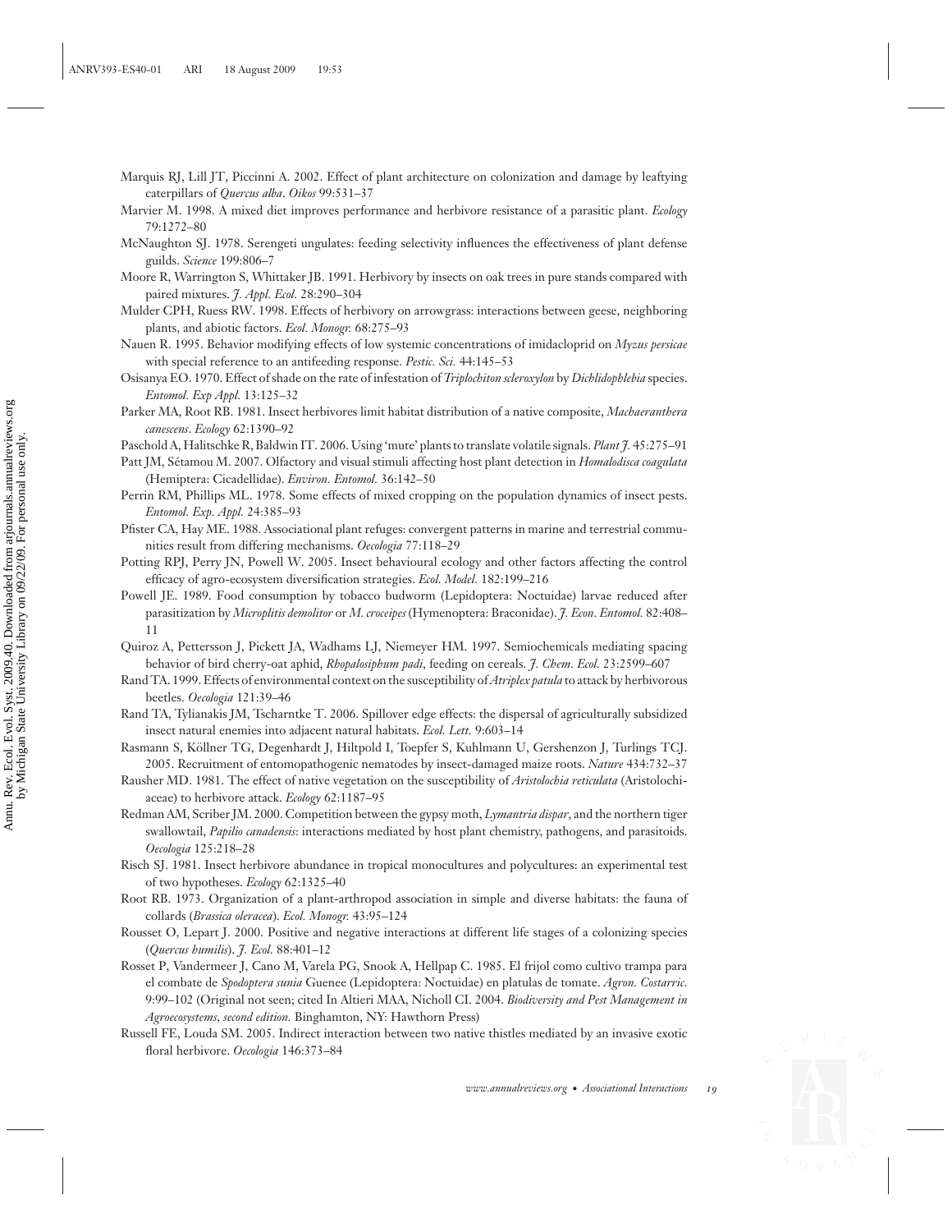Marquis RJ, Lill JT, Piccinni A. 2002. Effect of plant architecture on colonization and damage by leaftying caterpillars of *Quercus alba*. *Oikos* 99:531–37

Marvier M. 1998. A mixed diet improves performance and herbivore resistance of a parasitic plant. *Ecology* 79:1272–80

McNaughton SJ. 1978. Serengeti ungulates: feeding selectivity influences the effectiveness of plant defense guilds. *Science* 199:806–7

Moore R, Warrington S, Whittaker JB. 1991. Herbivory by insects on oak trees in pure stands compared with paired mixtures. *J. Appl. Ecol.* 28:290–304

Mulder CPH, Ruess RW. 1998. Effects of herbivory on arrowgrass: interactions between geese, neighboring plants, and abiotic factors. *Ecol. Monogr.* 68:275–93

Nauen R. 1995. Behavior modifying effects of low systemic concentrations of imidacloprid on *Myzus persicae* with special reference to an antifeeding response. *Pestic. Sci.* 44:145–53

Osisanya EO. 1970. Effect of shade on the rate of infestation of *Triplochiton scleroxylon* by *Dichlidophlebia* species. *Entomol. Exp Appl.* 13:125–32

Parker MA, Root RB. 1981. Insect herbivores limit habitat distribution of a native composite, *Machaeranthera canescens*. *Ecology* 62:1390–92

Paschold A, Halitschke R, Baldwin IT. 2006. Using 'mute' plants to translate volatile signals. *Plant J.* 45:275–91

Patt JM, Sétamou M. 2007. Olfactory and visual stimuli affecting host plant detection in *Homalodisca coagulata* (Hemiptera: Cicadellidae). *Environ. Entomol.* 36:142–50

Perrin RM, Phillips ML. 1978. Some effects of mixed cropping on the population dynamics of insect pests. *Entomol. Exp. Appl.* 24:385–93

Pfister CA, Hay ME. 1988. Associational plant refuges: convergent patterns in marine and terrestrial communities result from differing mechanisms. *Oecologia* 77:118–29

Potting RPJ, Perry JN, Powell W. 2005. Insect behavioural ecology and other factors affecting the control efficacy of agro-ecosystem diversification strategies. *Ecol. Model.* 182:199–216

Powell JE. 1989. Food consumption by tobacco budworm (Lepidoptera: Noctuidae) larvae reduced after parasitization by *Microplitis demolitor* or *M. croceipes* (Hymenoptera: Braconidae). *J. Econ. Entomol.* 82:408–11

Quiroz A, Pettersson J, Pickett JA, Wadhams LJ, Niemeyer HM. 1997. Semiochemicals mediating spacing behavior of bird cherry-oat aphid, *Rhopalosiphum padi*, feeding on cereals. *J. Chem. Ecol.* 23:2599–607

Rand TA. 1999. Effects of environmental context on the susceptibility of *Atriplex patula* to attack by herbivorous beetles. *Oecologia* 121:39–46

Rand TA, Tylianakis JM, Tscharntke T. 2006. Spillover edge effects: the dispersal of agriculturally subsidized insect natural enemies into adjacent natural habitats. *Ecol. Lett.* 9:603–14

Rasmann S, Köllner TG, Degenhardt J, Hiltpold I, Toepfer S, Kuhlmann U, Gershenzon J, Turlings TCJ. 2005. Recruitment of entomopathogenic nematodes by insect-damaged maize roots. *Nature* 434:732–37

Rausher MD. 1981. The effect of native vegetation on the susceptibility of *Aristolochia reticulata* (Aristolochiaceae) to herbivore attack. *Ecology* 62:1187–95

Redman AM, Scriber JM. 2000. Competition between the gypsy moth, *Lymantria dispar*, and the northern tiger swallowtail, *Papilio canadensis*: interactions mediated by host plant chemistry, pathogens, and parasitoids. *Oecologia* 125:218–28

Risch SJ. 1981. Insect herbivore abundance in tropical monocultures and polycultures: an experimental test of two hypotheses. *Ecology* 62:1325–40

Root RB. 1973. Organization of a plant-arthropod association in simple and diverse habitats: the fauna of collards (*Brassica oleracea*). *Ecol. Monogr.* 43:95–124

Rousset O, Lepart J. 2000. Positive and negative interactions at different life stages of a colonizing species (*Quercus humilis*). *J. Ecol.* 88:401–12

Rosset P, Vandermeer J, Cano M, Varela PG, Snook A, Hellpap C. 1985. El frijol como cultivo trampa para el combate de *Spodoptera sunia* Guenee (Lepidoptera: Noctuidae) en platulas de tomate. *Agron. Costarric.* 9:99–102 (Original not seen; cited In Altieri MAA, Nicholl CI. 2004. *Biodiversity and Pest Management in Agroecosystems, second edition.* Binghamton, NY: Hawthorn Press)

Russell FE, Louda SM. 2005. Indirect interaction between two native thistles mediated by an invasive exotic floral herbivore. *Oecologia* 146:373–84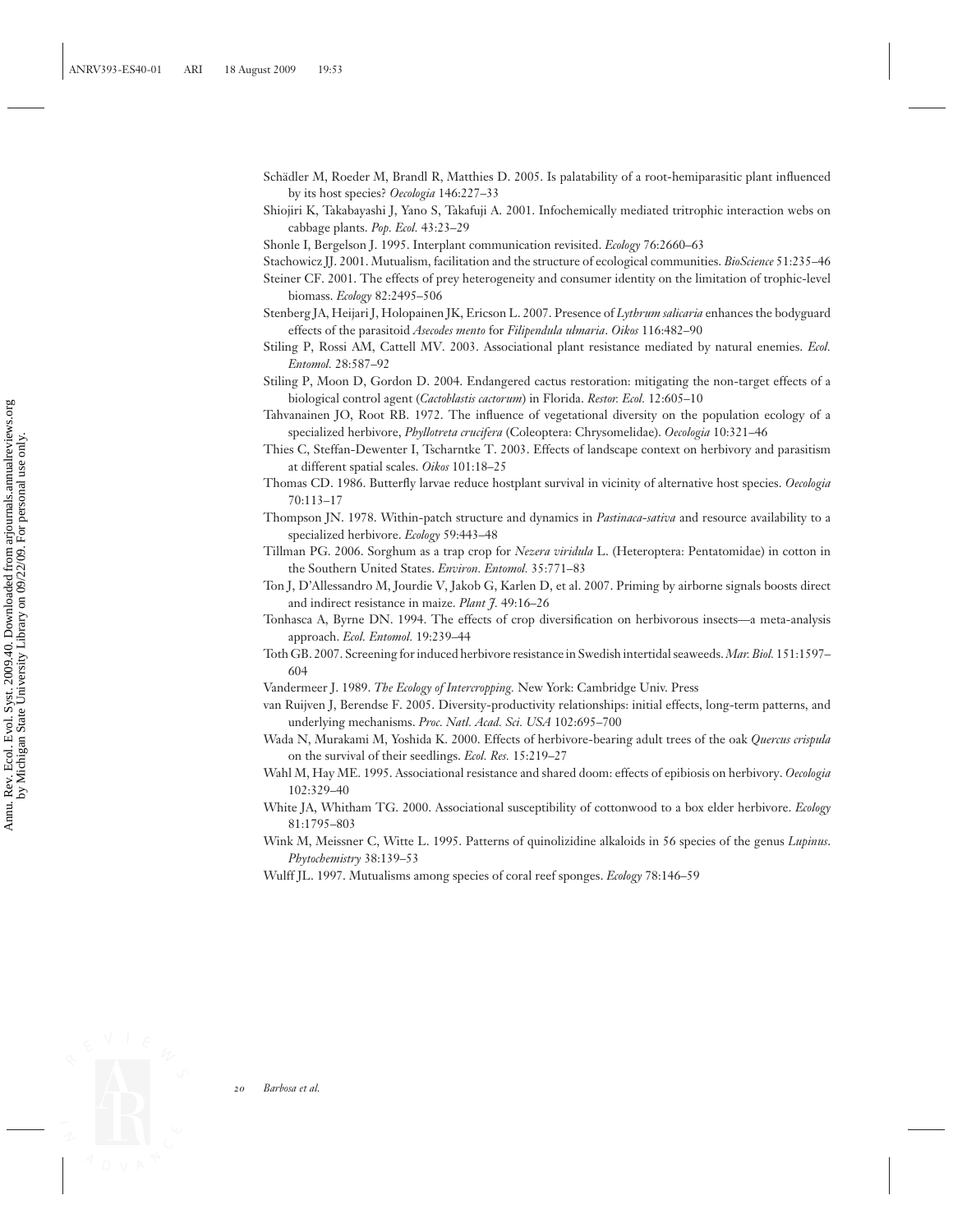Schädler M, Roeder M, Brandl R, Matthies D. 2005. Is palatability of a root-hemiparasitic plant influenced by its host species? *Oecologia* 146:227–33

Shiojiri K, Takabayashi J, Yano S, Takafuji A. 2001. Infochemically mediated tritrophic interaction webs on cabbage plants. *Pop. Ecol.* 43:23–29

Shonle I, Bergelson J. 1995. Interplant communication revisited. *Ecology* 76:2660–63

Stachowicz JJ. 2001. Mutualism, facilitation and the structure of ecological communities. *BioScience* 51:235–46

Steiner CF. 2001. The effects of prey heterogeneity and consumer identity on the limitation of trophic-level biomass. *Ecology* 82:2495–506

Stenberg JA, Heijari J, Holopainen JK, Ericson L. 2007. Presence of *Lythrum salicaria* enhances the bodyguard effects of the parasitoid *Asecodes mento* for *Filipendula ulmaria*. *Oikos* 116:482–90

Stiling P, Rossi AM, Cattell MV. 2003. Associational plant resistance mediated by natural enemies. *Ecol. Entomol.* 28:587–92

Stiling P, Moon D, Gordon D. 2004. Endangered cactus restoration: mitigating the non-target effects of a biological control agent (*Cactoblastis cactorum*) in Florida. *Restor. Ecol.* 12:605–10

Tahvanainen JO, Root RB. 1972. The influence of vegetational diversity on the population ecology of a specialized herbivore, *Phyllotreta crucifera* (Coleoptera: Chrysomelidae). *Oecologia* 10:321–46

Thies C, Steffan-Dewenter I, Tscharntke T. 2003. Effects of landscape context on herbivory and parasitism at different spatial scales. *Oikos* 101:18–25

Thomas CD. 1986. Butterfly larvae reduce hostplant survival in vicinity of alternative host species. *Oecologia* 70:113–17

Thompson JN. 1978. Within-patch structure and dynamics in *Pastinaca-sativa* and resource availability to a specialized herbivore. *Ecology* 59:443–48

Tillman PG. 2006. Sorghum as a trap crop for *Nezera viridula* L. (Heteroptera: Pentatomidae) in cotton in the Southern United States. *Environ. Entomol.* 35:771–83

Ton J, D'Allessandro M, Jourdie V, Jakob G, Karlen D, et al. 2007. Priming by airborne signals boosts direct and indirect resistance in maize. *Plant J.* 49:16–26

Tonhasca A, Byrne DN. 1994. The effects of crop diversification on herbivorous insects—a meta-analysis approach. *Ecol. Entomol.* 19:239–44

Toth GB. 2007. Screening for induced herbivore resistance in Swedish intertidal seaweeds. *Mar. Biol.* 151:1597–604

Vandermeer J. 1989. *The Ecology of Intercropping.* New York: Cambridge Univ. Press

van Ruijven J, Berendse F. 2005. Diversity-productivity relationships: initial effects, long-term patterns, and underlying mechanisms. *Proc. Natl. Acad. Sci. USA* 102:695–700

Wada N, Murakami M, Yoshida K. 2000. Effects of herbivore-bearing adult trees of the oak *Quercus crispula* on the survival of their seedlings. *Ecol. Res.* 15:219–27

Wahl M, Hay ME. 1995. Associational resistance and shared doom: effects of epibiosis on herbivory. *Oecologia* 102:329–40

White JA, Whitham TG. 2000. Associational susceptibility of cottonwood to a box elder herbivore. *Ecology* 81:1795–803

Wink M, Meissner C, Witte L. 1995. Patterns of quinolizidine alkaloids in 56 species of the genus *Lupinus*. *Phytochemistry* 38:139–53

Wulff JL. 1997. Mutualisms among species of coral reef sponges. *Ecology* 78:146–59